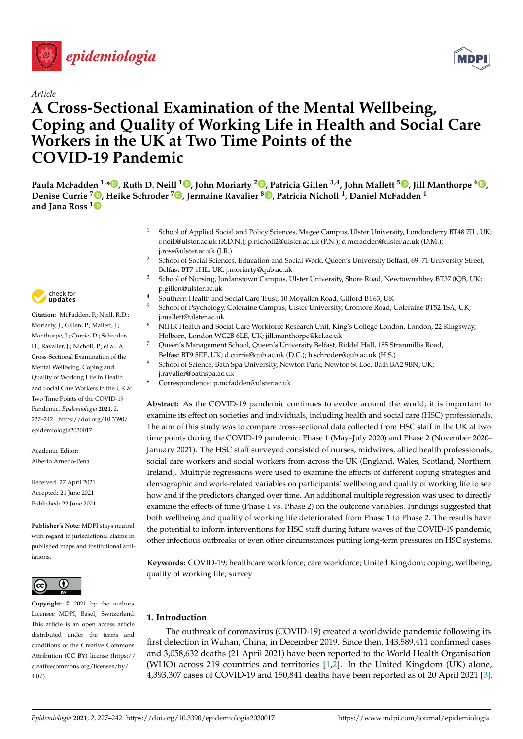Article

# A Cross-Sectional Examination of the Mental Wellbeing, Coping and Quality of Working Life in Health and Social Care Workers in the UK at Two Time Points of the COVID-19 Pandemic

**Paula McFadden [1,*], Ruth D. Neill [1], John Moriarty [2], Patricia Gillen [3,4], John Mallett [5], Jill Manthorpe [6], Denise Currie [7], Heike Schroder [7], Jermaine Ravalier [8], Patricia Nicholl [1], Daniel McFadden [1] and Jana Ross [1]**

[1] School of Applied Social and Policy Sciences, Magee Campus, Ulster University, Londonderry BT48 7JL, UK; r.neill@ulster.ac.uk (R.D.N.); p.nicholl2@ulster.ac.uk (P.N.); d.mcfadden@ulster.ac.uk (D.M.); j.ross@ulster.ac.uk (J.R.)

[2] School of Social Sciences, Education and Social Work, Queen's University Belfast, 69–71 University Street, Belfast BT7 1HL, UK; j.moriarty@qub.ac.uk

[3] School of Nursing, Jordanstown Campus, Ulster University, Shore Road, Newtownabbey BT37 0QB, UK; p.gillen@ulster.ac.uk

[4] Southern Health and Social Care Trust, 10 Moyallen Road, Gilford BT63, UK

[5] School of Psychology, Coleraine Campus, Ulster University, Cromore Road, Coleraine BT52 1SA, UK; j.mallett@ulster.ac.uk

[6] NIHR Health and Social Care Workforce Research Unit, King's College London, London, 22 Kingsway, Holborn, London WC2B 6LE, UK; jill.manthorpe@kcl.ac.uk

[7] Queen's Management School, Queen's University Belfast, Riddel Hall, 185 Stranmillis Road, Belfast BT9 5EE, UK; d.currie@qub.ac.uk (D.C.); h.schroder@qub.ac.uk (H.S.)

[8] School of Science, Bath Spa University, Newton Park, Newton St Loe, Bath BA2 9BN, UK; j.ravalier@bathspa.ac.uk

\* Correspondence: p.mcfadden@ulster.ac.uk

**Citation:** McFadden, P.; Neill, R.D.; Moriarty, J.; Gillen, P.; Mallett, J.; Manthorpe, J.; Currie, D.; Schroder, H.; Ravalier, J.; Nicholl, P.; et al. A Cross-Sectional Examination of the Mental Wellbeing, Coping and Quality of Working Life in Health and Social Care Workers in the UK at Two Time Points of the COVID-19 Pandemic. *Epidemiologia* **2021**, *2*, 227–242. https://doi.org/10.3390/epidemiologia2030017

Academic Editor: Alberto Arnedo-Pena

Received: 27 April 2021
Accepted: 21 June 2021
Published: 22 June 2021

**Publisher's Note:** MDPI stays neutral with regard to jurisdictional claims in published maps and institutional affiliations.

**Copyright:** © 2021 by the authors. Licensee MDPI, Basel, Switzerland. This article is an open access article distributed under the terms and conditions of the Creative Commons Attribution (CC BY) license (https://creativecommons.org/licenses/by/4.0/).

**Abstract:** As the COVID-19 pandemic continues to evolve around the world, it is important to examine its effect on societies and individuals, including health and social care (HSC) professionals. The aim of this study was to compare cross-sectional data collected from HSC staff in the UK at two time points during the COVID-19 pandemic: Phase 1 (May–July 2020) and Phase 2 (November 2020–January 2021). The HSC staff surveyed consisted of nurses, midwives, allied health professionals, social care workers and social workers from across the UK (England, Wales, Scotland, Northern Ireland). Multiple regressions were used to examine the effects of different coping strategies and demographic and work-related variables on participants' wellbeing and quality of working life to see how and if the predictors changed over time. An additional multiple regression was used to directly examine the effects of time (Phase 1 vs. Phase 2) on the outcome variables. Findings suggested that both wellbeing and quality of working life deteriorated from Phase 1 to Phase 2. The results have the potential to inform interventions for HSC staff during future waves of the COVID-19 pandemic, other infectious outbreaks or even other circumstances putting long-term pressures on HSC systems.

**Keywords:** COVID-19; healthcare workforce; care workforce; United Kingdom; coping; wellbeing; quality of working life; survey

## 1. Introduction

The outbreak of coronavirus (COVID-19) created a worldwide pandemic following its first detection in Wuhan, China, in December 2019. Since then, 143,589,411 confirmed cases and 3,058,632 deaths (21 April 2021) have been reported to the World Health Organisation (WHO) across 219 countries and territories [1,2]. In the United Kingdom (UK) alone, 4,393,307 cases of COVID-19 and 150,841 deaths have been reported as of 20 April 2021 [3].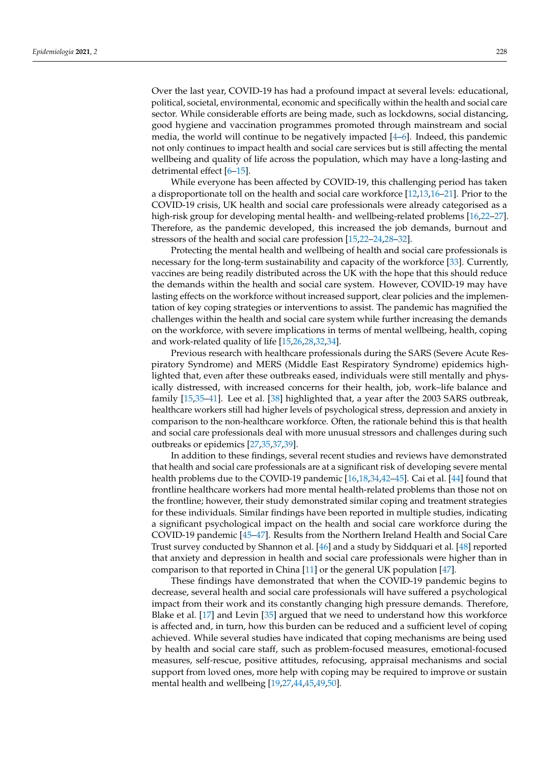Over the last year, COVID-19 has had a profound impact at several levels: educational, political, societal, environmental, economic and specifically within the health and social care sector. While considerable efforts are being made, such as lockdowns, social distancing, good hygiene and vaccination programmes promoted through mainstream and social media, the world will continue to be negatively impacted [4–6]. Indeed, this pandemic not only continues to impact health and social care services but is still affecting the mental wellbeing and quality of life across the population, which may have a long-lasting and detrimental effect [6–15].

While everyone has been affected by COVID-19, this challenging period has taken a disproportionate toll on the health and social care workforce [12,13,16–21]. Prior to the COVID-19 crisis, UK health and social care professionals were already categorised as a high-risk group for developing mental health- and wellbeing-related problems [16,22–27]. Therefore, as the pandemic developed, this increased the job demands, burnout and stressors of the health and social care profession [15,22–24,28–32].

Protecting the mental health and wellbeing of health and social care professionals is necessary for the long-term sustainability and capacity of the workforce [33]. Currently, vaccines are being readily distributed across the UK with the hope that this should reduce the demands within the health and social care system. However, COVID-19 may have lasting effects on the workforce without increased support, clear policies and the implementation of key coping strategies or interventions to assist. The pandemic has magnified the challenges within the health and social care system while further increasing the demands on the workforce, with severe implications in terms of mental wellbeing, health, coping and work-related quality of life [15,26,28,32,34].

Previous research with healthcare professionals during the SARS (Severe Acute Respiratory Syndrome) and MERS (Middle East Respiratory Syndrome) epidemics highlighted that, even after these outbreaks eased, individuals were still mentally and physically distressed, with increased concerns for their health, job, work–life balance and family [15,35–41]. Lee et al. [38] highlighted that, a year after the 2003 SARS outbreak, healthcare workers still had higher levels of psychological stress, depression and anxiety in comparison to the non-healthcare workforce. Often, the rationale behind this is that health and social care professionals deal with more unusual stressors and challenges during such outbreaks or epidemics [27,35,37,39].

In addition to these findings, several recent studies and reviews have demonstrated that health and social care professionals are at a significant risk of developing severe mental health problems due to the COVID-19 pandemic [16,18,34,42–45]. Cai et al. [44] found that frontline healthcare workers had more mental health-related problems than those not on the frontline; however, their study demonstrated similar coping and treatment strategies for these individuals. Similar findings have been reported in multiple studies, indicating a significant psychological impact on the health and social care workforce during the COVID-19 pandemic [45–47]. Results from the Northern Ireland Health and Social Care Trust survey conducted by Shannon et al. [46] and a study by Siddquari et al. [48] reported that anxiety and depression in health and social care professionals were higher than in comparison to that reported in China [11] or the general UK population [47].

These findings have demonstrated that when the COVID-19 pandemic begins to decrease, several health and social care professionals will have suffered a psychological impact from their work and its constantly changing high pressure demands. Therefore, Blake et al. [17] and Levin [35] argued that we need to understand how this workforce is affected and, in turn, how this burden can be reduced and a sufficient level of coping achieved. While several studies have indicated that coping mechanisms are being used by health and social care staff, such as problem-focused measures, emotional-focused measures, self-rescue, positive attitudes, refocusing, appraisal mechanisms and social support from loved ones, more help with coping may be required to improve or sustain mental health and wellbeing [19,27,44,45,49,50].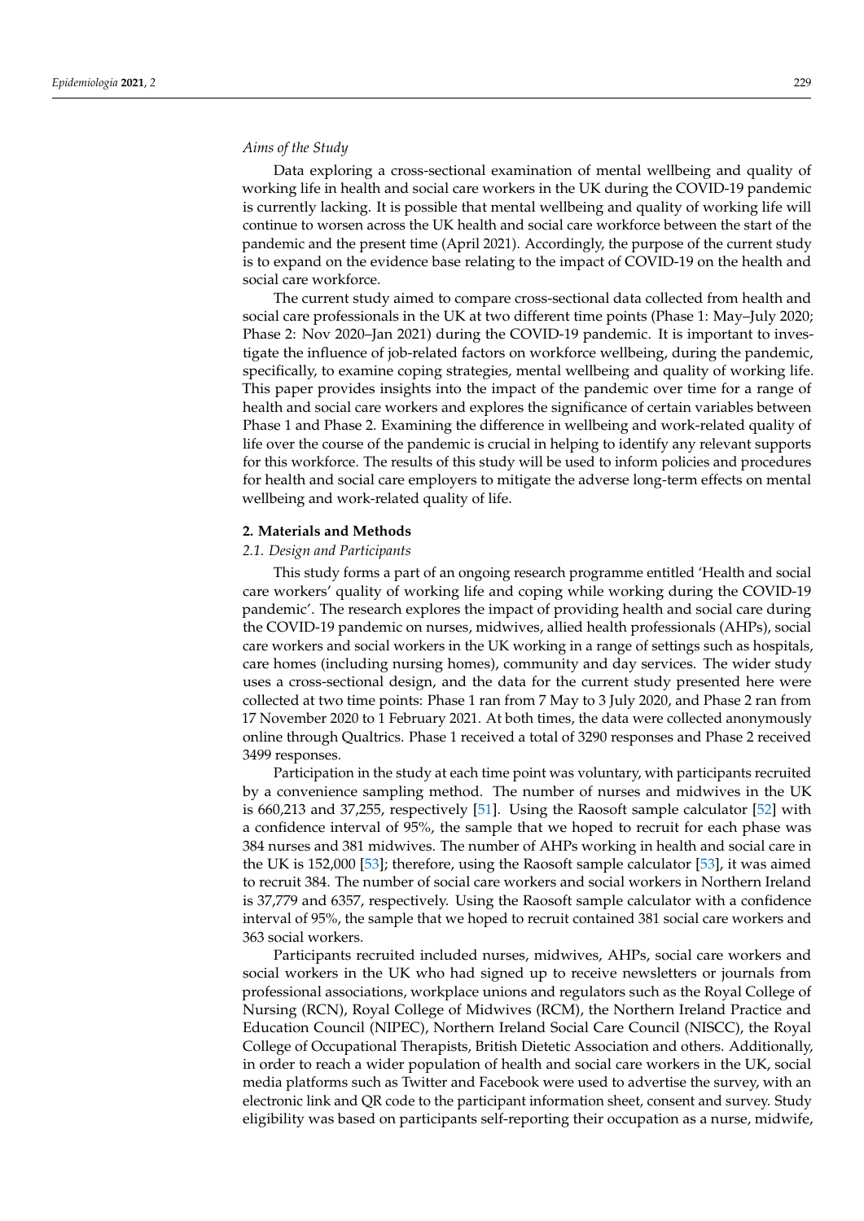*Aims of the Study*

Data exploring a cross-sectional examination of mental wellbeing and quality of working life in health and social care workers in the UK during the COVID-19 pandemic is currently lacking. It is possible that mental wellbeing and quality of working life will continue to worsen across the UK health and social care workforce between the start of the pandemic and the present time (April 2021). Accordingly, the purpose of the current study is to expand on the evidence base relating to the impact of COVID-19 on the health and social care workforce.

The current study aimed to compare cross-sectional data collected from health and social care professionals in the UK at two different time points (Phase 1: May–July 2020; Phase 2: Nov 2020–Jan 2021) during the COVID-19 pandemic. It is important to investigate the influence of job-related factors on workforce wellbeing, during the pandemic, specifically, to examine coping strategies, mental wellbeing and quality of working life. This paper provides insights into the impact of the pandemic over time for a range of health and social care workers and explores the significance of certain variables between Phase 1 and Phase 2. Examining the difference in wellbeing and work-related quality of life over the course of the pandemic is crucial in helping to identify any relevant supports for this workforce. The results of this study will be used to inform policies and procedures for health and social care employers to mitigate the adverse long-term effects on mental wellbeing and work-related quality of life.

## 2. Materials and Methods

### 2.1. Design and Participants

This study forms a part of an ongoing research programme entitled 'Health and social care workers' quality of working life and coping while working during the COVID-19 pandemic'. The research explores the impact of providing health and social care during the COVID-19 pandemic on nurses, midwives, allied health professionals (AHPs), social care workers and social workers in the UK working in a range of settings such as hospitals, care homes (including nursing homes), community and day services. The wider study uses a cross-sectional design, and the data for the current study presented here were collected at two time points: Phase 1 ran from 7 May to 3 July 2020, and Phase 2 ran from 17 November 2020 to 1 February 2021. At both times, the data were collected anonymously online through Qualtrics. Phase 1 received a total of 3290 responses and Phase 2 received 3499 responses.

Participation in the study at each time point was voluntary, with participants recruited by a convenience sampling method. The number of nurses and midwives in the UK is 660,213 and 37,255, respectively [51]. Using the Raosoft sample calculator [52] with a confidence interval of 95%, the sample that we hoped to recruit for each phase was 384 nurses and 381 midwives. The number of AHPs working in health and social care in the UK is 152,000 [53]; therefore, using the Raosoft sample calculator [53], it was aimed to recruit 384. The number of social care workers and social workers in Northern Ireland is 37,779 and 6357, respectively. Using the Raosoft sample calculator with a confidence interval of 95%, the sample that we hoped to recruit contained 381 social care workers and 363 social workers.

Participants recruited included nurses, midwives, AHPs, social care workers and social workers in the UK who had signed up to receive newsletters or journals from professional associations, workplace unions and regulators such as the Royal College of Nursing (RCN), Royal College of Midwives (RCM), the Northern Ireland Practice and Education Council (NIPEC), Northern Ireland Social Care Council (NISCC), the Royal College of Occupational Therapists, British Dietetic Association and others. Additionally, in order to reach a wider population of health and social care workers in the UK, social media platforms such as Twitter and Facebook were used to advertise the survey, with an electronic link and QR code to the participant information sheet, consent and survey. Study eligibility was based on participants self-reporting their occupation as a nurse, midwife,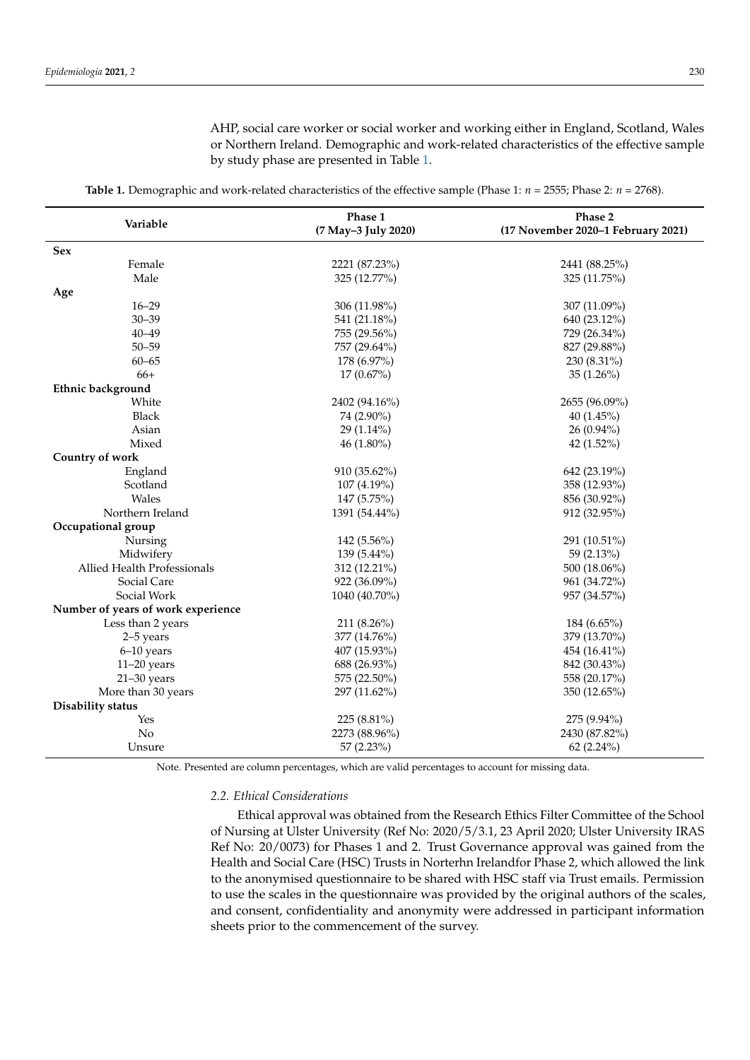AHP, social care worker or social worker and working either in England, Scotland, Wales or Northern Ireland. Demographic and work-related characteristics of the effective sample by study phase are presented in Table 1.

**Table 1.** Demographic and work-related characteristics of the effective sample (Phase 1: $n$ = 2555; Phase 2: $n$ = 2768).

| Variable | Phase 1 (7 May–3 July 2020) | Phase 2 (17 November 2020–1 February 2021) |
|---|---|---|
| **Sex** | | |
| Female | 2221 (87.23%) | 2441 (88.25%) |
| Male | 325 (12.77%) | 325 (11.75%) |
| **Age** | | |
| 16–29 | 306 (11.98%) | 307 (11.09%) |
| 30–39 | 541 (21.18%) | 640 (23.12%) |
| 40–49 | 755 (29.56%) | 729 (26.34%) |
| 50–59 | 757 (29.64%) | 827 (29.88%) |
| 60–65 | 178 (6.97%) | 230 (8.31%) |
| 66+ | 17 (0.67%) | 35 (1.26%) |
| **Ethnic background** | | |
| White | 2402 (94.16%) | 2655 (96.09%) |
| Black | 74 (2.90%) | 40 (1.45%) |
| Asian | 29 (1.14%) | 26 (0.94%) |
| Mixed | 46 (1.80%) | 42 (1.52%) |
| **Country of work** | | |
| England | 910 (35.62%) | 642 (23.19%) |
| Scotland | 107 (4.19%) | 358 (12.93%) |
| Wales | 147 (5.75%) | 856 (30.92%) |
| Northern Ireland | 1391 (54.44%) | 912 (32.95%) |
| **Occupational group** | | |
| Nursing | 142 (5.56%) | 291 (10.51%) |
| Midwifery | 139 (5.44%) | 59 (2.13%) |
| Allied Health Professionals | 312 (12.21%) | 500 (18.06%) |
| Social Care | 922 (36.09%) | 961 (34.72%) |
| Social Work | 1040 (40.70%) | 957 (34.57%) |
| **Number of years of work experience** | | |
| Less than 2 years | 211 (8.26%) | 184 (6.65%) |
| 2–5 years | 377 (14.76%) | 379 (13.70%) |
| 6–10 years | 407 (15.93%) | 454 (16.41%) |
| 11–20 years | 688 (26.93%) | 842 (30.43%) |
| 21–30 years | 575 (22.50%) | 558 (20.17%) |
| More than 30 years | 297 (11.62%) | 350 (12.65%) |
| **Disability status** | | |
| Yes | 225 (8.81%) | 275 (9.94%) |
| No | 2273 (88.96%) | 2430 (87.82%) |
| Unsure | 57 (2.23%) | 62 (2.24%) |

Note. Presented are column percentages, which are valid percentages to account for missing data.

### *2.2. Ethical Considerations*

Ethical approval was obtained from the Research Ethics Filter Committee of the School of Nursing at Ulster University (Ref No: 2020/5/3.1, 23 April 2020; Ulster University IRAS Ref No: 20/0073) for Phases 1 and 2. Trust Governance approval was gained from the Health and Social Care (HSC) Trusts in Norterhn Irelandfor Phase 2, which allowed the link to the anonymised questionnaire to be shared with HSC staff via Trust emails. Permission to use the scales in the questionnaire was provided by the original authors of the scales, and consent, confidentiality and anonymity were addressed in participant information sheets prior to the commencement of the survey.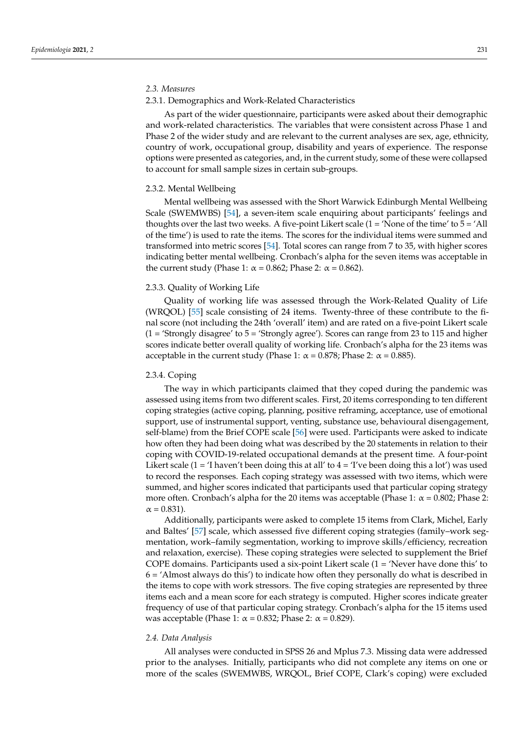### *2.3. Measures*

#### 2.3.1. Demographics and Work-Related Characteristics

As part of the wider questionnaire, participants were asked about their demographic and work-related characteristics. The variables that were consistent across Phase 1 and Phase 2 of the wider study and are relevant to the current analyses are sex, age, ethnicity, country of work, occupational group, disability and years of experience. The response options were presented as categories, and, in the current study, some of these were collapsed to account for small sample sizes in certain sub-groups.

#### 2.3.2. Mental Wellbeing

Mental wellbeing was assessed with the Short Warwick Edinburgh Mental Wellbeing Scale (SWEMWBS) [54], a seven-item scale enquiring about participants' feelings and thoughts over the last two weeks. A five-point Likert scale (1 = 'None of the time' to 5 = 'All of the time') is used to rate the items. The scores for the individual items were summed and transformed into metric scores [54]. Total scores can range from 7 to 35, with higher scores indicating better mental wellbeing. Cronbach's alpha for the seven items was acceptable in the current study (Phase 1: $\alpha = 0.862$; Phase 2: $\alpha = 0.862$).

#### 2.3.3. Quality of Working Life

Quality of working life was assessed through the Work-Related Quality of Life (WRQOL) [55] scale consisting of 24 items. Twenty-three of these contribute to the final score (not including the 24th 'overall' item) and are rated on a five-point Likert scale (1 = 'Strongly disagree' to 5 = 'Strongly agree'). Scores can range from 23 to 115 and higher scores indicate better overall quality of working life. Cronbach's alpha for the 23 items was acceptable in the current study (Phase 1: $\alpha = 0.878$; Phase 2: $\alpha = 0.885$).

#### 2.3.4. Coping

The way in which participants claimed that they coped during the pandemic was assessed using items from two different scales. First, 20 items corresponding to ten different coping strategies (active coping, planning, positive reframing, acceptance, use of emotional support, use of instrumental support, venting, substance use, behavioural disengagement, self-blame) from the Brief COPE scale [56] were used. Participants were asked to indicate how often they had been doing what was described by the 20 statements in relation to their coping with COVID-19-related occupational demands at the present time. A four-point Likert scale (1 = 'I haven't been doing this at all' to 4 = 'I've been doing this a lot') was used to record the responses. Each coping strategy was assessed with two items, which were summed, and higher scores indicated that participants used that particular coping strategy more often. Cronbach's alpha for the 20 items was acceptable (Phase 1: $\alpha = 0.802$; Phase 2: $\alpha = 0.831$).

Additionally, participants were asked to complete 15 items from Clark, Michel, Early and Baltes' [57] scale, which assessed five different coping strategies (family–work segmentation, work–family segmentation, working to improve skills/efficiency, recreation and relaxation, exercise). These coping strategies were selected to supplement the Brief COPE domains. Participants used a six-point Likert scale (1 = 'Never have done this' to 6 = 'Almost always do this') to indicate how often they personally do what is described in the items to cope with work stressors. The five coping strategies are represented by three items each and a mean score for each strategy is computed. Higher scores indicate greater frequency of use of that particular coping strategy. Cronbach's alpha for the 15 items used was acceptable (Phase 1: $\alpha = 0.832$; Phase 2: $\alpha = 0.829$).

### *2.4. Data Analysis*

All analyses were conducted in SPSS 26 and Mplus 7.3. Missing data were addressed prior to the analyses. Initially, participants who did not complete any items on one or more of the scales (SWEMWBS, WRQOL, Brief COPE, Clark's coping) were excluded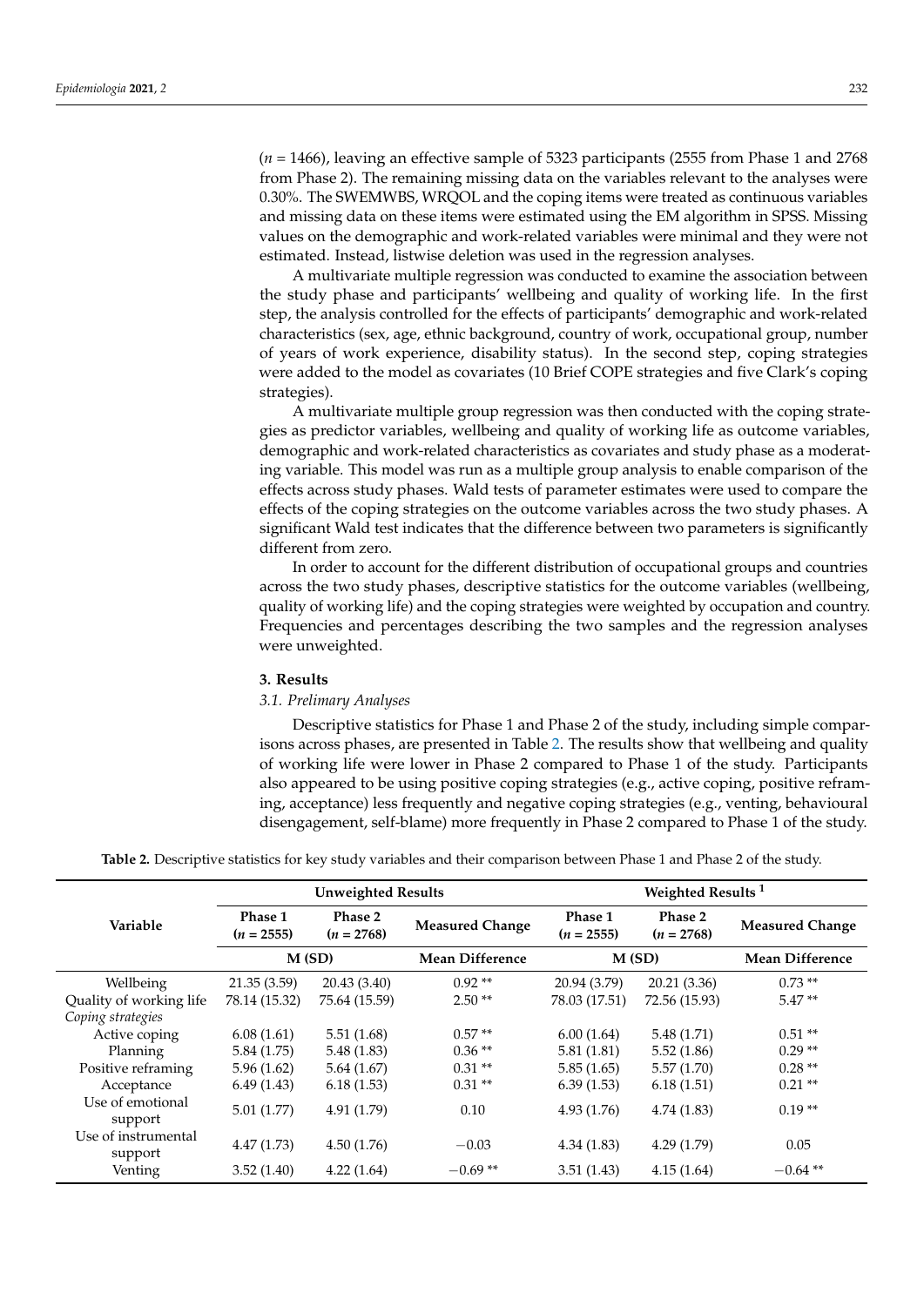($n$ = 1466), leaving an effective sample of 5323 participants (2555 from Phase 1 and 2768 from Phase 2). The remaining missing data on the variables relevant to the analyses were 0.30%. The SWEMWBS, WRQOL and the coping items were treated as continuous variables and missing data on these items were estimated using the EM algorithm in SPSS. Missing values on the demographic and work-related variables were minimal and they were not estimated. Instead, listwise deletion was used in the regression analyses.

A multivariate multiple regression was conducted to examine the association between the study phase and participants' wellbeing and quality of working life. In the first step, the analysis controlled for the effects of participants' demographic and work-related characteristics (sex, age, ethnic background, country of work, occupational group, number of years of work experience, disability status). In the second step, coping strategies were added to the model as covariates (10 Brief COPE strategies and five Clark's coping strategies).

A multivariate multiple group regression was then conducted with the coping strategies as predictor variables, wellbeing and quality of working life as outcome variables, demographic and work-related characteristics as covariates and study phase as a moderating variable. This model was run as a multiple group analysis to enable comparison of the effects across study phases. Wald tests of parameter estimates were used to compare the effects of the coping strategies on the outcome variables across the two study phases. A significant Wald test indicates that the difference between two parameters is significantly different from zero.

In order to account for the different distribution of occupational groups and countries across the two study phases, descriptive statistics for the outcome variables (wellbeing, quality of working life) and the coping strategies were weighted by occupation and country. Frequencies and percentages describing the two samples and the regression analyses were unweighted.

## 3. Results

### 3.1. Prelimary Analyses

Descriptive statistics for Phase 1 and Phase 2 of the study, including simple comparisons across phases, are presented in Table 2. The results show that wellbeing and quality of working life were lower in Phase 2 compared to Phase 1 of the study. Participants also appeared to be using positive coping strategies (e.g., active coping, positive reframing, acceptance) less frequently and negative coping strategies (e.g., venting, behavioural disengagement, self-blame) more frequently in Phase 2 compared to Phase 1 of the study.

**Table 2.** Descriptive statistics for key study variables and their comparison between Phase 1 and Phase 2 of the study.

| Variable | Unweighted Results | | | Weighted Results [1] | | |
|---|---|---|---|---|---|---|
| | Phase 1 ($n$ = 2555) | Phase 2 ($n$ = 2768) | Measured Change | Phase 1 ($n$ = 2555) | Phase 2 ($n$ = 2768) | Measured Change |
| | M (SD) | | Mean Difference | M (SD) | | Mean Difference |
| Wellbeing | 21.35 (3.59) | 20.43 (3.40) | 0.92 ** | 20.94 (3.79) | 20.21 (3.36) | 0.73 ** |
| Quality of working life | 78.14 (15.32) | 75.64 (15.59) | 2.50 ** | 78.03 (17.51) | 72.56 (15.93) | 5.47 ** |
| *Coping strategies* | | | | | | |
| Active coping | 6.08 (1.61) | 5.51 (1.68) | 0.57 ** | 6.00 (1.64) | 5.48 (1.71) | 0.51 ** |
| Planning | 5.84 (1.75) | 5.48 (1.83) | 0.36 ** | 5.81 (1.81) | 5.52 (1.86) | 0.29 ** |
| Positive reframing | 5.96 (1.62) | 5.64 (1.67) | 0.31 ** | 5.85 (1.65) | 5.57 (1.70) | 0.28 ** |
| Acceptance | 6.49 (1.43) | 6.18 (1.53) | 0.31 ** | 6.39 (1.53) | 6.18 (1.51) | 0.21 ** |
| Use of emotional support | 5.01 (1.77) | 4.91 (1.79) | 0.10 | 4.93 (1.76) | 4.74 (1.83) | 0.19 ** |
| Use of instrumental support | 4.47 (1.73) | 4.50 (1.76) | −0.03 | 4.34 (1.83) | 4.29 (1.79) | 0.05 |
| Venting | 3.52 (1.40) | 4.22 (1.64) | −0.69 ** | 3.51 (1.43) | 4.15 (1.64) | −0.64 ** |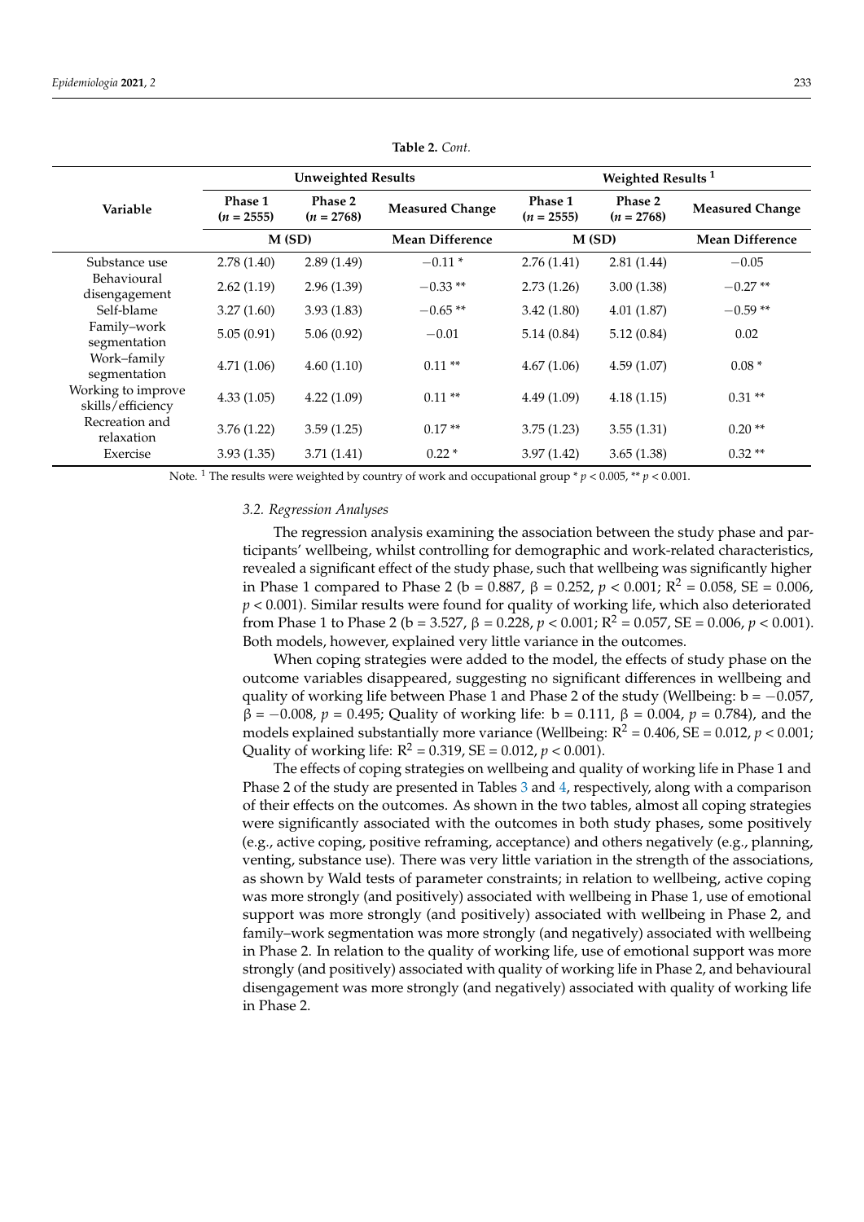**Table 2.** *Cont.*

| Variable | Unweighted Results | | | Weighted Results [1] | | |
|---|---|---|---|---|---|---|
| | Phase 1 ($n$ = 2555) | Phase 2 ($n$ = 2768) | Measured Change | Phase 1 ($n$ = 2555) | Phase 2 ($n$ = 2768) | Measured Change |
| | M (SD) | | Mean Difference | M (SD) | | Mean Difference |
| Substance use | 2.78 (1.40) | 2.89 (1.49) | −0.11 * | 2.76 (1.41) | 2.81 (1.44) | −0.05 |
| Behavioural disengagement | 2.62 (1.19) | 2.96 (1.39) | −0.33 ** | 2.73 (1.26) | 3.00 (1.38) | −0.27 ** |
| Self-blame | 3.27 (1.60) | 3.93 (1.83) | −0.65 ** | 3.42 (1.80) | 4.01 (1.87) | −0.59 ** |
| Family–work segmentation | 5.05 (0.91) | 5.06 (0.92) | −0.01 | 5.14 (0.84) | 5.12 (0.84) | 0.02 |
| Work–family segmentation | 4.71 (1.06) | 4.60 (1.10) | 0.11 ** | 4.67 (1.06) | 4.59 (1.07) | 0.08 * |
| Working to improve skills/efficiency | 4.33 (1.05) | 4.22 (1.09) | 0.11 ** | 4.49 (1.09) | 4.18 (1.15) | 0.31 ** |
| Recreation and relaxation | 3.76 (1.22) | 3.59 (1.25) | 0.17 ** | 3.75 (1.23) | 3.55 (1.31) | 0.20 ** |
| Exercise | 3.93 (1.35) | 3.71 (1.41) | 0.22 * | 3.97 (1.42) | 3.65 (1.38) | 0.32 ** |

Note. [1] The results were weighted by country of work and occupational group * $p < 0.005$, ** $p < 0.001$.

### 3.2. Regression Analyses

The regression analysis examining the association between the study phase and participants' wellbeing, whilst controlling for demographic and work-related characteristics, revealed a significant effect of the study phase, such that wellbeing was significantly higher in Phase 1 compared to Phase 2 (b = 0.887, β = 0.252, $p < 0.001$; $R^2 = 0.058$, SE = 0.006, $p < 0.001$). Similar results were found for quality of working life, which also deteriorated from Phase 1 to Phase 2 (b = 3.527, β = 0.228, $p < 0.001$; $R^2 = 0.057$, SE = 0.006, $p < 0.001$). Both models, however, explained very little variance in the outcomes.

When coping strategies were added to the model, the effects of study phase on the outcome variables disappeared, suggesting no significant differences in wellbeing and quality of working life between Phase 1 and Phase 2 of the study (Wellbeing: b = −0.057, β = −0.008, $p = 0.495$; Quality of working life: b = 0.111, β = 0.004, $p = 0.784$), and the models explained substantially more variance (Wellbeing: $R^2 = 0.406$, SE = 0.012, $p < 0.001$; Quality of working life: $R^2 = 0.319$, SE = 0.012, $p < 0.001$).

The effects of coping strategies on wellbeing and quality of working life in Phase 1 and Phase 2 of the study are presented in Tables 3 and 4, respectively, along with a comparison of their effects on the outcomes. As shown in the two tables, almost all coping strategies were significantly associated with the outcomes in both study phases, some positively (e.g., active coping, positive reframing, acceptance) and others negatively (e.g., planning, venting, substance use). There was very little variation in the strength of the associations, as shown by Wald tests of parameter constraints; in relation to wellbeing, active coping was more strongly (and positively) associated with wellbeing in Phase 1, use of emotional support was more strongly (and positively) associated with wellbeing in Phase 2, and family–work segmentation was more strongly (and negatively) associated with wellbeing in Phase 2. In relation to the quality of working life, use of emotional support was more strongly (and positively) associated with quality of working life in Phase 2, and behavioural disengagement was more strongly (and negatively) associated with quality of working life in Phase 2.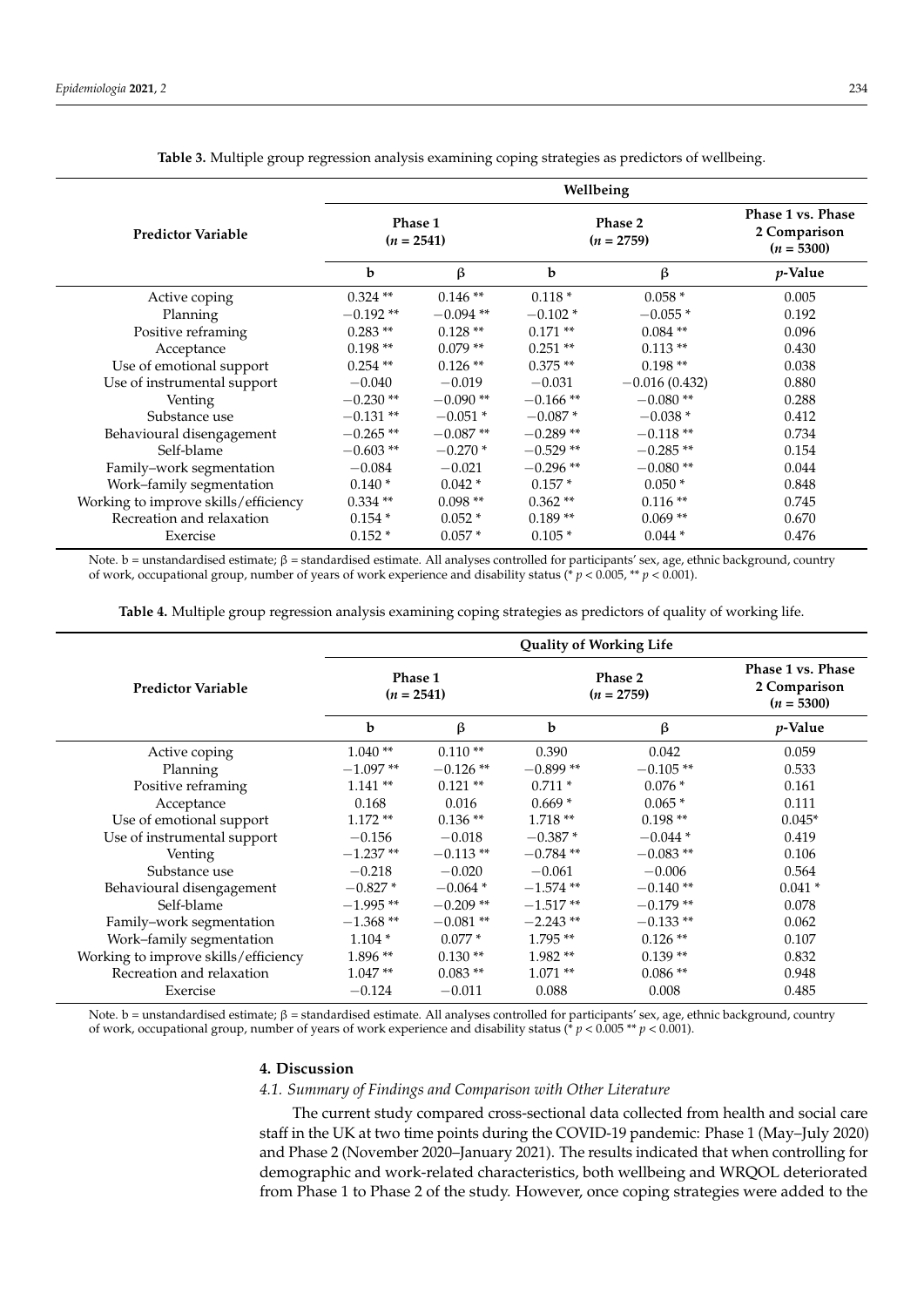**Table 3.** Multiple group regression analysis examining coping strategies as predictors of wellbeing.

| Predictor Variable | Wellbeing | | | | |
|---|---|---|---|---|---|
| | Phase 1 ($n$ = 2541) | | Phase 2 ($n$ = 2759) | | Phase 1 vs. Phase 2 Comparison ($n$ = 5300) |
| | b | β | b | β | $p$-Value |
| Active coping | 0.324 ** | 0.146 ** | 0.118 * | 0.058 * | 0.005 |
| Planning | −0.192 ** | −0.094 ** | −0.102 * | −0.055 * | 0.192 |
| Positive reframing | 0.283 ** | 0.128 ** | 0.171 ** | 0.084 ** | 0.096 |
| Acceptance | 0.198 ** | 0.079 ** | 0.251 ** | 0.113 ** | 0.430 |
| Use of emotional support | 0.254 ** | 0.126 ** | 0.375 ** | 0.198 ** | 0.038 |
| Use of instrumental support | −0.040 | −0.019 | −0.031 | −0.016 (0.432) | 0.880 |
| Venting | −0.230 ** | −0.090 ** | −0.166 ** | −0.080 ** | 0.288 |
| Substance use | −0.131 ** | −0.051 * | −0.087 * | −0.038 * | 0.412 |
| Behavioural disengagement | −0.265 ** | −0.087 ** | −0.289 ** | −0.118 ** | 0.734 |
| Self-blame | −0.603 ** | −0.270 * | −0.529 ** | −0.285 ** | 0.154 |
| Family–work segmentation | −0.084 | −0.021 | −0.296 ** | −0.080 ** | 0.044 |
| Work–family segmentation | 0.140 * | 0.042 * | 0.157 * | 0.050 * | 0.848 |
| Working to improve skills/efficiency | 0.334 ** | 0.098 ** | 0.362 ** | 0.116 ** | 0.745 |
| Recreation and relaxation | 0.154 * | 0.052 * | 0.189 ** | 0.069 ** | 0.670 |
| Exercise | 0.152 * | 0.057 * | 0.105 * | 0.044 * | 0.476 |

Note. b = unstandardised estimate; β = standardised estimate. All analyses controlled for participants' sex, age, ethnic background, country of work, occupational group, number of years of work experience and disability status (* $p < 0.005$, ** $p < 0.001$).

**Table 4.** Multiple group regression analysis examining coping strategies as predictors of quality of working life.

| Predictor Variable | Quality of Working Life | | | | |
|---|---|---|---|---|---|
| | Phase 1 ($n$ = 2541) | | Phase 2 ($n$ = 2759) | | Phase 1 vs. Phase 2 Comparison ($n$ = 5300) |
| | b | β | b | β | $p$-Value |
| Active coping | 1.040 ** | 0.110 ** | 0.390 | 0.042 | 0.059 |
| Planning | −1.097 ** | −0.126 ** | −0.899 ** | −0.105 ** | 0.533 |
| Positive reframing | 1.141 ** | 0.121 ** | 0.711 * | 0.076 * | 0.161 |
| Acceptance | 0.168 | 0.016 | 0.669 * | 0.065 * | 0.111 |
| Use of emotional support | 1.172 ** | 0.136 ** | 1.718 ** | 0.198 ** | 0.045* |
| Use of instrumental support | −0.156 | −0.018 | −0.387 * | −0.044 * | 0.419 |
| Venting | −1.237 ** | −0.113 ** | −0.784 ** | −0.083 ** | 0.106 |
| Substance use | −0.218 | −0.020 | −0.061 | −0.006 | 0.564 |
| Behavioural disengagement | −0.827 * | −0.064 * | −1.574 ** | −0.140 ** | 0.041 * |
| Self-blame | −1.995 ** | −0.209 ** | −1.517 ** | −0.179 ** | 0.078 |
| Family–work segmentation | −1.368 ** | −0.081 ** | −2.243 ** | −0.133 ** | 0.062 |
| Work–family segmentation | 1.104 * | 0.077 * | 1.795 ** | 0.126 ** | 0.107 |
| Working to improve skills/efficiency | 1.896 ** | 0.130 ** | 1.982 ** | 0.139 ** | 0.832 |
| Recreation and relaxation | 1.047 ** | 0.083 ** | 1.071 ** | 0.086 ** | 0.948 |
| Exercise | −0.124 | −0.011 | 0.088 | 0.008 | 0.485 |

Note. b = unstandardised estimate; β = standardised estimate. All analyses controlled for participants' sex, age, ethnic background, country of work, occupational group, number of years of work experience and disability status (* $p < 0.005$ ** $p < 0.001$).

## 4. Discussion

### 4.1. Summary of Findings and Comparison with Other Literature

The current study compared cross-sectional data collected from health and social care staff in the UK at two time points during the COVID-19 pandemic: Phase 1 (May–July 2020) and Phase 2 (November 2020–January 2021). The results indicated that when controlling for demographic and work-related characteristics, both wellbeing and WRQOL deteriorated from Phase 1 to Phase 2 of the study. However, once coping strategies were added to the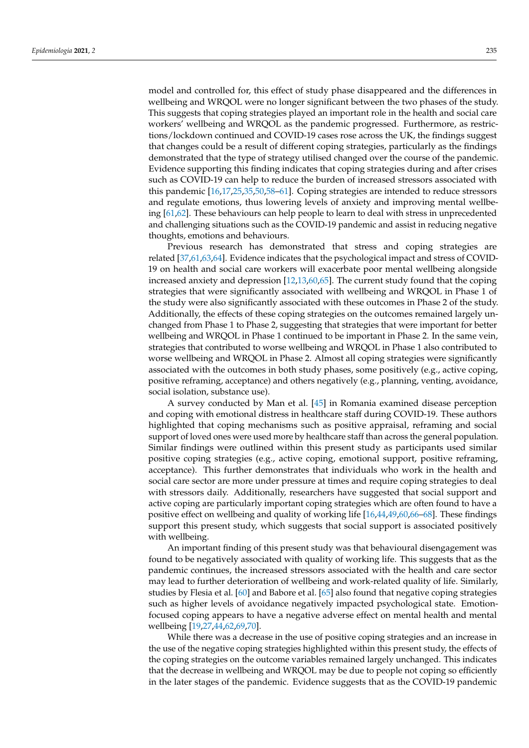model and controlled for, this effect of study phase disappeared and the differences in wellbeing and WRQOL were no longer significant between the two phases of the study. This suggests that coping strategies played an important role in the health and social care workers' wellbeing and WRQOL as the pandemic progressed. Furthermore, as restrictions/lockdown continued and COVID-19 cases rose across the UK, the findings suggest that changes could be a result of different coping strategies, particularly as the findings demonstrated that the type of strategy utilised changed over the course of the pandemic. Evidence supporting this finding indicates that coping strategies during and after crises such as COVID-19 can help to reduce the burden of increased stressors associated with this pandemic [16,17,25,35,50,58–61]. Coping strategies are intended to reduce stressors and regulate emotions, thus lowering levels of anxiety and improving mental wellbeing [61,62]. These behaviours can help people to learn to deal with stress in unprecedented and challenging situations such as the COVID-19 pandemic and assist in reducing negative thoughts, emotions and behaviours.

Previous research has demonstrated that stress and coping strategies are related [37,61,63,64]. Evidence indicates that the psychological impact and stress of COVID-19 on health and social care workers will exacerbate poor mental wellbeing alongside increased anxiety and depression [12,13,60,65]. The current study found that the coping strategies that were significantly associated with wellbeing and WRQOL in Phase 1 of the study were also significantly associated with these outcomes in Phase 2 of the study. Additionally, the effects of these coping strategies on the outcomes remained largely unchanged from Phase 1 to Phase 2, suggesting that strategies that were important for better wellbeing and WRQOL in Phase 1 continued to be important in Phase 2. In the same vein, strategies that contributed to worse wellbeing and WRQOL in Phase 1 also contributed to worse wellbeing and WRQOL in Phase 2. Almost all coping strategies were significantly associated with the outcomes in both study phases, some positively (e.g., active coping, positive reframing, acceptance) and others negatively (e.g., planning, venting, avoidance, social isolation, substance use).

A survey conducted by Man et al. [45] in Romania examined disease perception and coping with emotional distress in healthcare staff during COVID-19. These authors highlighted that coping mechanisms such as positive appraisal, reframing and social support of loved ones were used more by healthcare staff than across the general population. Similar findings were outlined within this present study as participants used similar positive coping strategies (e.g., active coping, emotional support, positive reframing, acceptance). This further demonstrates that individuals who work in the health and social care sector are more under pressure at times and require coping strategies to deal with stressors daily. Additionally, researchers have suggested that social support and active coping are particularly important coping strategies which are often found to have a positive effect on wellbeing and quality of working life [16,44,49,60,66–68]. These findings support this present study, which suggests that social support is associated positively with wellbeing.

An important finding of this present study was that behavioural disengagement was found to be negatively associated with quality of working life. This suggests that as the pandemic continues, the increased stressors associated with the health and care sector may lead to further deterioration of wellbeing and work-related quality of life. Similarly, studies by Flesia et al. [60] and Babore et al. [65] also found that negative coping strategies such as higher levels of avoidance negatively impacted psychological state. Emotion-focused coping appears to have a negative adverse effect on mental health and mental wellbeing [19,27,44,62,69,70].

While there was a decrease in the use of positive coping strategies and an increase in the use of the negative coping strategies highlighted within this present study, the effects of the coping strategies on the outcome variables remained largely unchanged. This indicates that the decrease in wellbeing and WRQOL may be due to people not coping so efficiently in the later stages of the pandemic. Evidence suggests that as the COVID-19 pandemic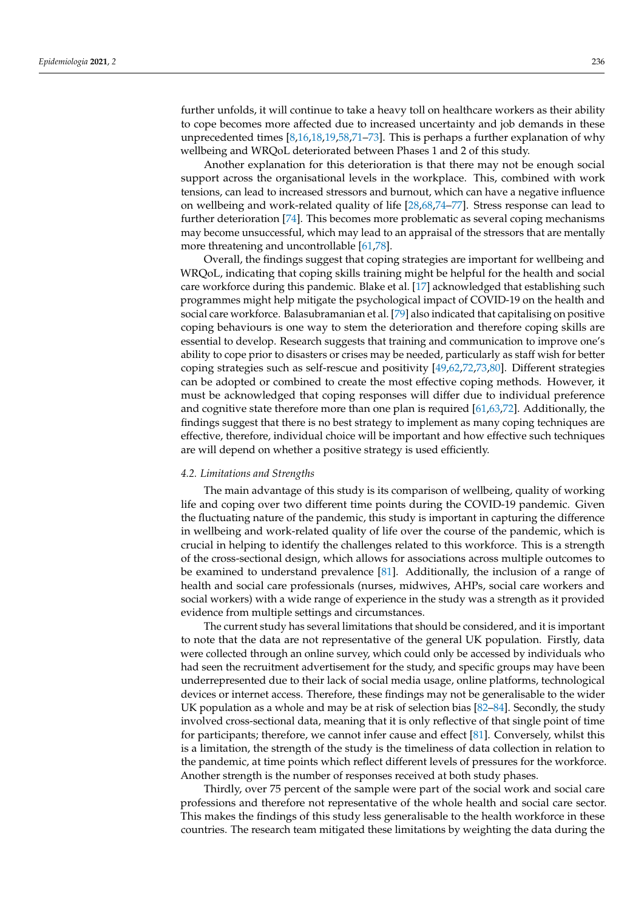further unfolds, it will continue to take a heavy toll on healthcare workers as their ability to cope becomes more affected due to increased uncertainty and job demands in these unprecedented times [8,16,18,19,58,71–73]. This is perhaps a further explanation of why wellbeing and WRQoL deteriorated between Phases 1 and 2 of this study.

Another explanation for this deterioration is that there may not be enough social support across the organisational levels in the workplace. This, combined with work tensions, can lead to increased stressors and burnout, which can have a negative influence on wellbeing and work-related quality of life [28,68,74–77]. Stress response can lead to further deterioration [74]. This becomes more problematic as several coping mechanisms may become unsuccessful, which may lead to an appraisal of the stressors that are mentally more threatening and uncontrollable [61,78].

Overall, the findings suggest that coping strategies are important for wellbeing and WRQoL, indicating that coping skills training might be helpful for the health and social care workforce during this pandemic. Blake et al. [17] acknowledged that establishing such programmes might help mitigate the psychological impact of COVID-19 on the health and social care workforce. Balasubramanian et al. [79] also indicated that capitalising on positive coping behaviours is one way to stem the deterioration and therefore coping skills are essential to develop. Research suggests that training and communication to improve one's ability to cope prior to disasters or crises may be needed, particularly as staff wish for better coping strategies such as self-rescue and positivity [49,62,72,73,80]. Different strategies can be adopted or combined to create the most effective coping methods. However, it must be acknowledged that coping responses will differ due to individual preference and cognitive state therefore more than one plan is required [61,63,72]. Additionally, the findings suggest that there is no best strategy to implement as many coping techniques are effective, therefore, individual choice will be important and how effective such techniques are will depend on whether a positive strategy is used efficiently.

### *4.2. Limitations and Strengths*

The main advantage of this study is its comparison of wellbeing, quality of working life and coping over two different time points during the COVID-19 pandemic. Given the fluctuating nature of the pandemic, this study is important in capturing the difference in wellbeing and work-related quality of life over the course of the pandemic, which is crucial in helping to identify the challenges related to this workforce. This is a strength of the cross-sectional design, which allows for associations across multiple outcomes to be examined to understand prevalence [81]. Additionally, the inclusion of a range of health and social care professionals (nurses, midwives, AHPs, social care workers and social workers) with a wide range of experience in the study was a strength as it provided evidence from multiple settings and circumstances.

The current study has several limitations that should be considered, and it is important to note that the data are not representative of the general UK population. Firstly, data were collected through an online survey, which could only be accessed by individuals who had seen the recruitment advertisement for the study, and specific groups may have been underrepresented due to their lack of social media usage, online platforms, technological devices or internet access. Therefore, these findings may not be generalisable to the wider UK population as a whole and may be at risk of selection bias [82–84]. Secondly, the study involved cross-sectional data, meaning that it is only reflective of that single point of time for participants; therefore, we cannot infer cause and effect [81]. Conversely, whilst this is a limitation, the strength of the study is the timeliness of data collection in relation to the pandemic, at time points which reflect different levels of pressures for the workforce. Another strength is the number of responses received at both study phases.

Thirdly, over 75 percent of the sample were part of the social work and social care professions and therefore not representative of the whole health and social care sector. This makes the findings of this study less generalisable to the health workforce in these countries. The research team mitigated these limitations by weighting the data during the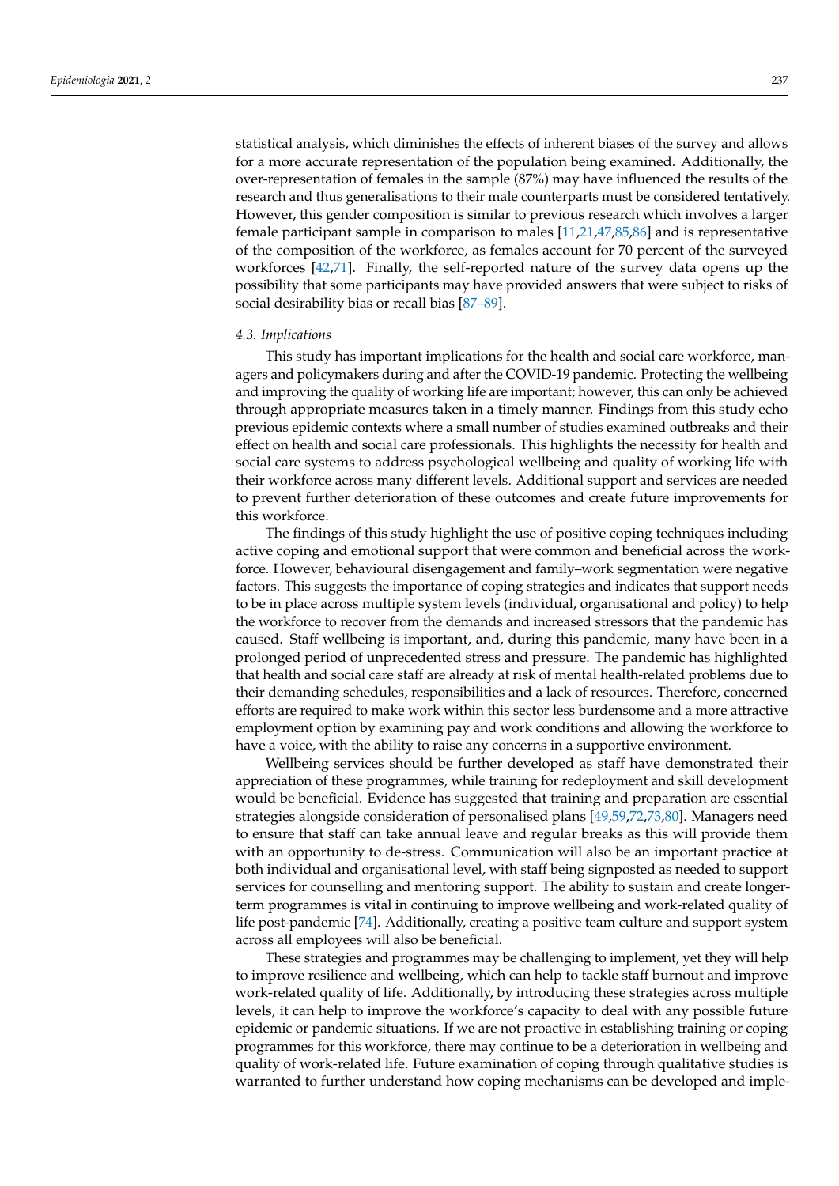statistical analysis, which diminishes the effects of inherent biases of the survey and allows for a more accurate representation of the population being examined. Additionally, the over-representation of females in the sample (87%) may have influenced the results of the research and thus generalisations to their male counterparts must be considered tentatively. However, this gender composition is similar to previous research which involves a larger female participant sample in comparison to males [11,21,47,85,86] and is representative of the composition of the workforce, as females account for 70 percent of the surveyed workforces [42,71]. Finally, the self-reported nature of the survey data opens up the possibility that some participants may have provided answers that were subject to risks of social desirability bias or recall bias [87–89].

### 4.3. Implications

This study has important implications for the health and social care workforce, managers and policymakers during and after the COVID-19 pandemic. Protecting the wellbeing and improving the quality of working life are important; however, this can only be achieved through appropriate measures taken in a timely manner. Findings from this study echo previous epidemic contexts where a small number of studies examined outbreaks and their effect on health and social care professionals. This highlights the necessity for health and social care systems to address psychological wellbeing and quality of working life with their workforce across many different levels. Additional support and services are needed to prevent further deterioration of these outcomes and create future improvements for this workforce.

The findings of this study highlight the use of positive coping techniques including active coping and emotional support that were common and beneficial across the workforce. However, behavioural disengagement and family–work segmentation were negative factors. This suggests the importance of coping strategies and indicates that support needs to be in place across multiple system levels (individual, organisational and policy) to help the workforce to recover from the demands and increased stressors that the pandemic has caused. Staff wellbeing is important, and, during this pandemic, many have been in a prolonged period of unprecedented stress and pressure. The pandemic has highlighted that health and social care staff are already at risk of mental health-related problems due to their demanding schedules, responsibilities and a lack of resources. Therefore, concerned efforts are required to make work within this sector less burdensome and a more attractive employment option by examining pay and work conditions and allowing the workforce to have a voice, with the ability to raise any concerns in a supportive environment.

Wellbeing services should be further developed as staff have demonstrated their appreciation of these programmes, while training for redeployment and skill development would be beneficial. Evidence has suggested that training and preparation are essential strategies alongside consideration of personalised plans [49,59,72,73,80]. Managers need to ensure that staff can take annual leave and regular breaks as this will provide them with an opportunity to de-stress. Communication will also be an important practice at both individual and organisational level, with staff being signposted as needed to support services for counselling and mentoring support. The ability to sustain and create longer-term programmes is vital in continuing to improve wellbeing and work-related quality of life post-pandemic [74]. Additionally, creating a positive team culture and support system across all employees will also be beneficial.

These strategies and programmes may be challenging to implement, yet they will help to improve resilience and wellbeing, which can help to tackle staff burnout and improve work-related quality of life. Additionally, by introducing these strategies across multiple levels, it can help to improve the workforce's capacity to deal with any possible future epidemic or pandemic situations. If we are not proactive in establishing training or coping programmes for this workforce, there may continue to be a deterioration in wellbeing and quality of work-related life. Future examination of coping through qualitative studies is warranted to further understand how coping mechanisms can be developed and imple-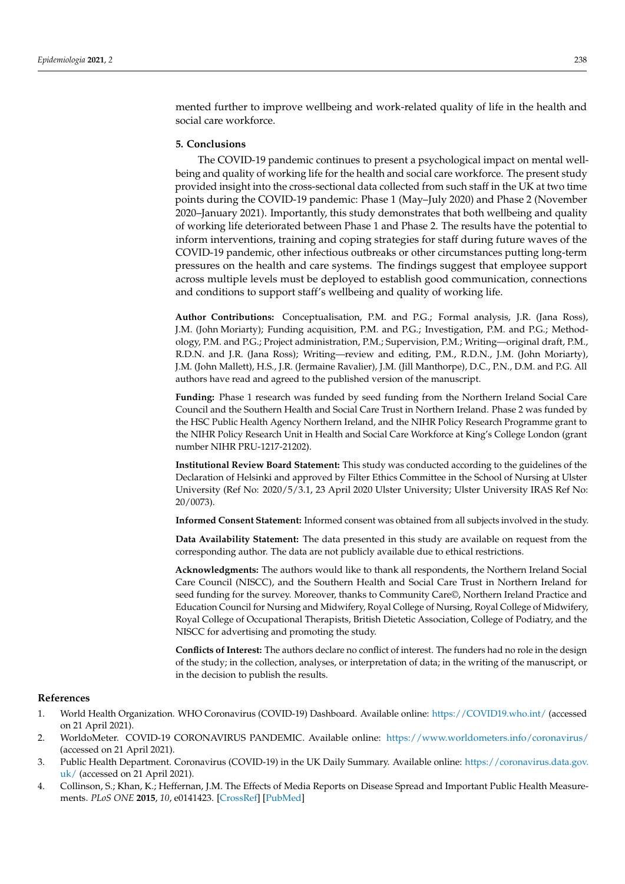mented further to improve wellbeing and work-related quality of life in the health and social care workforce.

## 5. Conclusions

The COVID-19 pandemic continues to present a psychological impact on mental wellbeing and quality of working life for the health and social care workforce. The present study provided insight into the cross-sectional data collected from such staff in the UK at two time points during the COVID-19 pandemic: Phase 1 (May–July 2020) and Phase 2 (November 2020–January 2021). Importantly, this study demonstrates that both wellbeing and quality of working life deteriorated between Phase 1 and Phase 2. The results have the potential to inform interventions, training and coping strategies for staff during future waves of the COVID-19 pandemic, other infectious outbreaks or other circumstances putting long-term pressures on the health and care systems. The findings suggest that employee support across multiple levels must be deployed to establish good communication, connections and conditions to support staff's wellbeing and quality of working life.

**Author Contributions:** Conceptualisation, P.M. and P.G.; Formal analysis, J.R. (Jana Ross), J.M. (John Moriarty); Funding acquisition, P.M. and P.G.; Investigation, P.M. and P.G.; Methodology, P.M. and P.G.; Project administration, P.M.; Supervision, P.M.; Writing—original draft, P.M., R.D.N. and J.R. (Jana Ross); Writing—review and editing, P.M., R.D.N., J.M. (John Moriarty), J.M. (John Mallett), H.S., J.R. (Jermaine Ravalier), J.M. (Jill Manthorpe), D.C., P.N., D.M. and P.G. All authors have read and agreed to the published version of the manuscript.

**Funding:** Phase 1 research was funded by seed funding from the Northern Ireland Social Care Council and the Southern Health and Social Care Trust in Northern Ireland. Phase 2 was funded by the HSC Public Health Agency Northern Ireland, and the NIHR Policy Research Programme grant to the NIHR Policy Research Unit in Health and Social Care Workforce at King's College London (grant number NIHR PRU-1217-21202).

**Institutional Review Board Statement:** This study was conducted according to the guidelines of the Declaration of Helsinki and approved by Filter Ethics Committee in the School of Nursing at Ulster University (Ref No: 2020/5/3.1, 23 April 2020 Ulster University; Ulster University IRAS Ref No: 20/0073).

**Informed Consent Statement:** Informed consent was obtained from all subjects involved in the study.

**Data Availability Statement:** The data presented in this study are available on request from the corresponding author. The data are not publicly available due to ethical restrictions.

**Acknowledgments:** The authors would like to thank all respondents, the Northern Ireland Social Care Council (NISCC), and the Southern Health and Social Care Trust in Northern Ireland for seed funding for the survey. Moreover, thanks to Community Care©, Northern Ireland Practice and Education Council for Nursing and Midwifery, Royal College of Nursing, Royal College of Midwifery, Royal College of Occupational Therapists, British Dietetic Association, College of Podiatry, and the NISCC for advertising and promoting the study.

**Conflicts of Interest:** The authors declare no conflict of interest. The funders had no role in the design of the study; in the collection, analyses, or interpretation of data; in the writing of the manuscript, or in the decision to publish the results.

## References

1. World Health Organization. WHO Coronavirus (COVID-19) Dashboard. Available online: https://COVID19.who.int/ (accessed on 21 April 2021).
2. WorldoMeter. COVID-19 CORONAVIRUS PANDEMIC. Available online: https://www.worldometers.info/coronavirus/ (accessed on 21 April 2021).
3. Public Health Department. Coronavirus (COVID-19) in the UK Daily Summary. Available online: https://coronavirus.data.gov.uk/ (accessed on 21 April 2021).
4. Collinson, S.; Khan, K.; Heffernan, J.M. The Effects of Media Reports on Disease Spread and Important Public Health Measurements. *PLoS ONE* **2015**, *10*, e0141423. [CrossRef] [PubMed]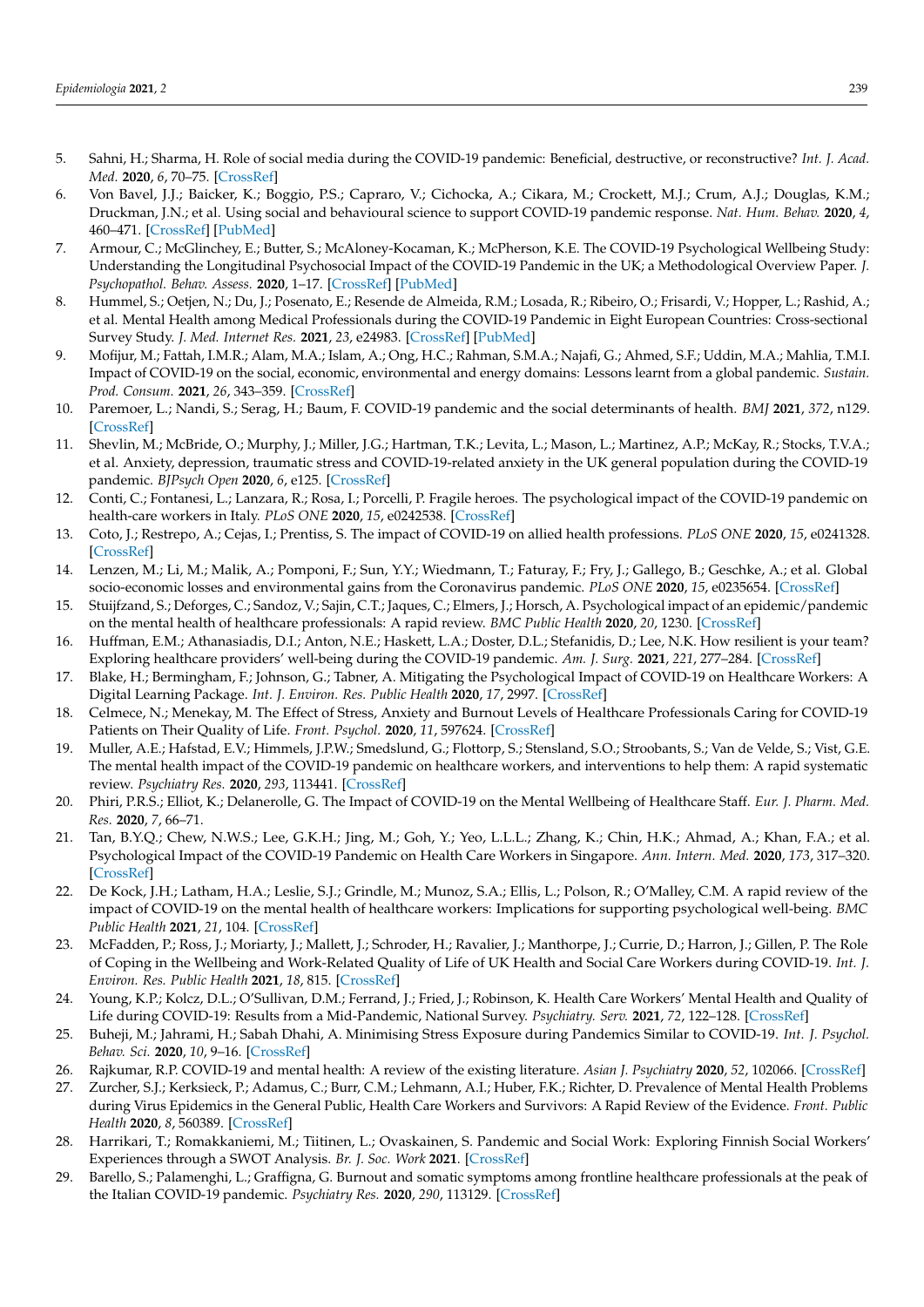5. Sahni, H.; Sharma, H. Role of social media during the COVID-19 pandemic: Beneficial, destructive, or reconstructive? *Int. J. Acad. Med.* **2020**, *6*, 70–75. [CrossRef]
6. Von Bavel, J.J.; Baicker, K.; Boggio, P.S.; Capraro, V.; Cichocka, A.; Cikara, M.; Crockett, M.J.; Crum, A.J.; Douglas, K.M.; Druckman, J.N.; et al. Using social and behavioural science to support COVID-19 pandemic response. *Nat. Hum. Behav.* **2020**, *4*, 460–471. [CrossRef] [PubMed]
7. Armour, C.; McGlinchey, E.; Butter, S.; McAloney-Kocaman, K.; McPherson, K.E. The COVID-19 Psychological Wellbeing Study: Understanding the Longitudinal Psychosocial Impact of the COVID-19 Pandemic in the UK; a Methodological Overview Paper. *J. Psychopathol. Behav. Assess.* **2020**, 1–17. [CrossRef] [PubMed]
8. Hummel, S.; Oetjen, N.; Du, J.; Posenato, E.; Resende de Almeida, R.M.; Losada, R.; Ribeiro, O.; Frisardi, V.; Hopper, L.; Rashid, A.; et al. Mental Health among Medical Professionals during the COVID-19 Pandemic in Eight European Countries: Cross-sectional Survey Study. *J. Med. Internet Res.* **2021**, *23*, e24983. [CrossRef] [PubMed]
9. Mofijur, M.; Fattah, I.M.R.; Alam, M.A.; Islam, A.; Ong, H.C.; Rahman, S.M.A.; Najafi, G.; Ahmed, S.F.; Uddin, M.A.; Mahlia, T.M.I. Impact of COVID-19 on the social, economic, environmental and energy domains: Lessons learnt from a global pandemic. *Sustain. Prod. Consum.* **2021**, *26*, 343–359. [CrossRef]
10. Paremoer, L.; Nandi, S.; Serag, H.; Baum, F. COVID-19 pandemic and the social determinants of health. *BMJ* **2021**, *372*, n129. [CrossRef]
11. Shevlin, M.; McBride, O.; Murphy, J.; Miller, J.G.; Hartman, T.K.; Levita, L.; Mason, L.; Martinez, A.P.; McKay, R.; Stocks, T.V.A.; et al. Anxiety, depression, traumatic stress and COVID-19-related anxiety in the UK general population during the COVID-19 pandemic. *BJPsych Open* **2020**, *6*, e125. [CrossRef]
12. Conti, C.; Fontanesi, L.; Lanzara, R.; Rosa, I.; Porcelli, P. Fragile heroes. The psychological impact of the COVID-19 pandemic on health-care workers in Italy. *PLoS ONE* **2020**, *15*, e0242538. [CrossRef]
13. Coto, J.; Restrepo, A.; Cejas, I.; Prentiss, S. The impact of COVID-19 on allied health professions. *PLoS ONE* **2020**, *15*, e0241328. [CrossRef]
14. Lenzen, M.; Li, M.; Malik, A.; Pomponi, F.; Sun, Y.Y.; Wiedmann, T.; Faturay, F.; Fry, J.; Gallego, B.; Geschke, A.; et al. Global socio-economic losses and environmental gains from the Coronavirus pandemic. *PLoS ONE* **2020**, *15*, e0235654. [CrossRef]
15. Stuijfzand, S.; Deforges, C.; Sandoz, V.; Sajin, C.T.; Jaques, C.; Elmers, J.; Horsch, A. Psychological impact of an epidemic/pandemic on the mental health of healthcare professionals: A rapid review. *BMC Public Health* **2020**, *20*, 1230. [CrossRef]
16. Huffman, E.M.; Athanasiadis, D.I.; Anton, N.E.; Haskett, L.A.; Doster, D.L.; Stefanidis, D.; Lee, N.K. How resilient is your team? Exploring healthcare providers' well-being during the COVID-19 pandemic. *Am. J. Surg.* **2021**, *221*, 277–284. [CrossRef]
17. Blake, H.; Bermingham, F.; Johnson, G.; Tabner, A. Mitigating the Psychological Impact of COVID-19 on Healthcare Workers: A Digital Learning Package. *Int. J. Environ. Res. Public Health* **2020**, *17*, 2997. [CrossRef]
18. Celmece, N.; Menekay, M. The Effect of Stress, Anxiety and Burnout Levels of Healthcare Professionals Caring for COVID-19 Patients on Their Quality of Life. *Front. Psychol.* **2020**, *11*, 597624. [CrossRef]
19. Muller, A.E.; Hafstad, E.V.; Himmels, J.P.W.; Smedslund, G.; Flottorp, S.; Stensland, S.O.; Stroobants, S.; Van de Velde, S.; Vist, G.E. The mental health impact of the COVID-19 pandemic on healthcare workers, and interventions to help them: A rapid systematic review. *Psychiatry Res.* **2020**, *293*, 113441. [CrossRef]
20. Phiri, P.R.S.; Elliot, K.; Delanerolle, G. The Impact of COVID-19 on the Mental Wellbeing of Healthcare Staff. *Eur. J. Pharm. Med. Res.* **2020**, *7*, 66–71.
21. Tan, B.Y.Q.; Chew, N.W.S.; Lee, G.K.H.; Jing, M.; Goh, Y.; Yeo, L.L.L.; Zhang, K.; Chin, H.K.; Ahmad, A.; Khan, F.A.; et al. Psychological Impact of the COVID-19 Pandemic on Health Care Workers in Singapore. *Ann. Intern. Med.* **2020**, *173*, 317–320. [CrossRef]
22. De Kock, J.H.; Latham, H.A.; Leslie, S.J.; Grindle, M.; Munoz, S.A.; Ellis, L.; Polson, R.; O'Malley, C.M. A rapid review of the impact of COVID-19 on the mental health of healthcare workers: Implications for supporting psychological well-being. *BMC Public Health* **2021**, *21*, 104. [CrossRef]
23. McFadden, P.; Ross, J.; Moriarty, J.; Mallett, J.; Schroder, H.; Ravalier, J.; Manthorpe, J.; Currie, D.; Harron, J.; Gillen, P. The Role of Coping in the Wellbeing and Work-Related Quality of Life of UK Health and Social Care Workers during COVID-19. *Int. J. Environ. Res. Public Health* **2021**, *18*, 815. [CrossRef]
24. Young, K.P.; Kolcz, D.L.; O'Sullivan, D.M.; Ferrand, J.; Fried, J.; Robinson, K. Health Care Workers' Mental Health and Quality of Life during COVID-19: Results from a Mid-Pandemic, National Survey. *Psychiatry. Serv.* **2021**, *72*, 122–128. [CrossRef]
25. Buheji, M.; Jahrami, H.; Sabah Dhahi, A. Minimising Stress Exposure during Pandemics Similar to COVID-19. *Int. J. Psychol. Behav. Sci.* **2020**, *10*, 9–16. [CrossRef]
26. Rajkumar, R.P. COVID-19 and mental health: A review of the existing literature. *Asian J. Psychiatry* **2020**, *52*, 102066. [CrossRef]
27. Zurcher, S.J.; Kerksieck, P.; Adamus, C.; Burr, C.M.; Lehmann, A.I.; Huber, F.K.; Richter, D. Prevalence of Mental Health Problems during Virus Epidemics in the General Public, Health Care Workers and Survivors: A Rapid Review of the Evidence. *Front. Public Health* **2020**, *8*, 560389. [CrossRef]
28. Harrikari, T.; Romakkaniemi, M.; Tiitinen, L.; Ovaskainen, S. Pandemic and Social Work: Exploring Finnish Social Workers' Experiences through a SWOT Analysis. *Br. J. Soc. Work* **2021**. [CrossRef]
29. Barello, S.; Palamenghi, L.; Graffigna, G. Burnout and somatic symptoms among frontline healthcare professionals at the peak of the Italian COVID-19 pandemic. *Psychiatry Res.* **2020**, *290*, 113129. [CrossRef]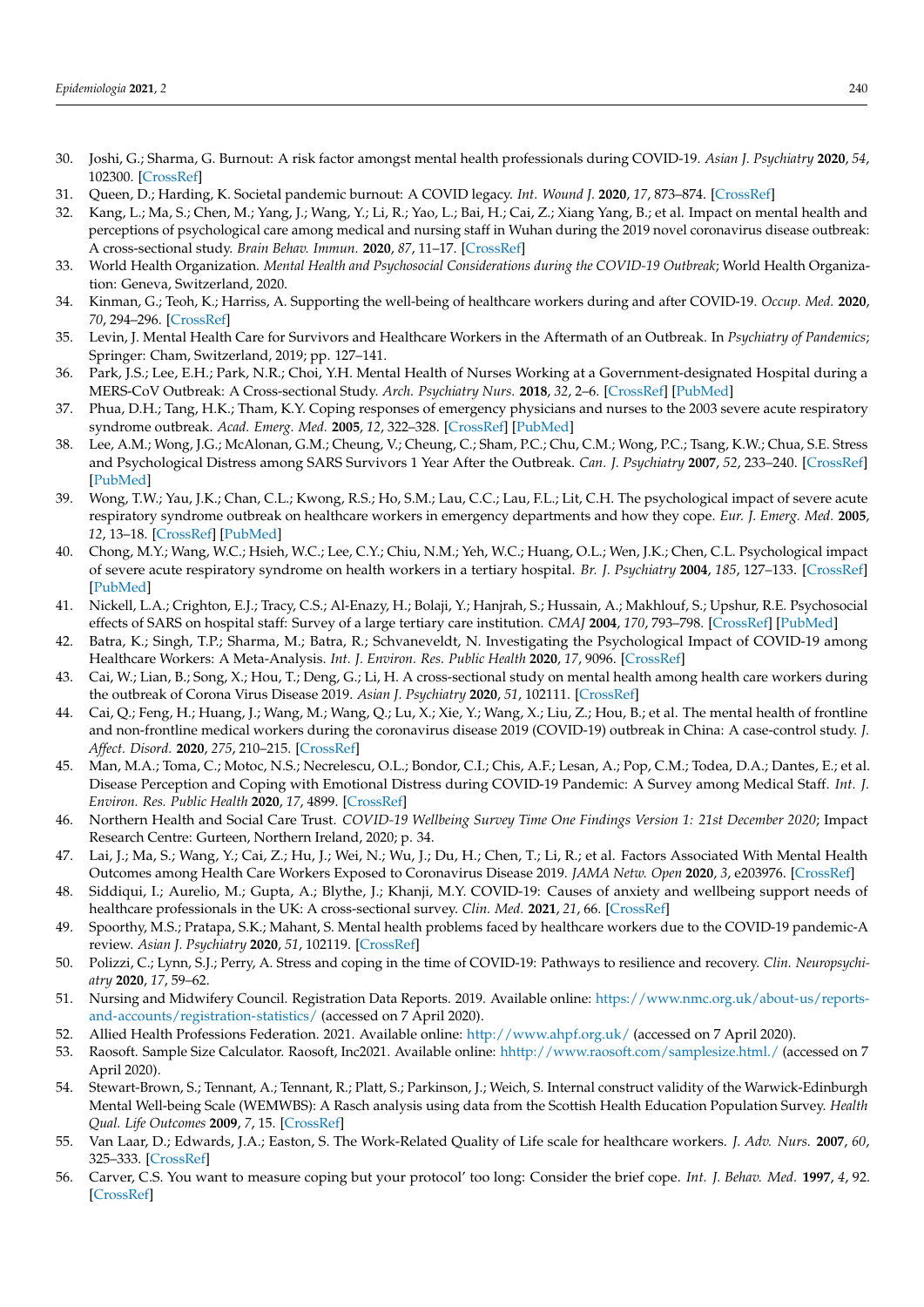30. Joshi, G.; Sharma, G. Burnout: A risk factor amongst mental health professionals during COVID-19. *Asian J. Psychiatry* **2020**, *54*, 102300. [CrossRef]
31. Queen, D.; Harding, K. Societal pandemic burnout: A COVID legacy. *Int. Wound J.* **2020**, *17*, 873–874. [CrossRef]
32. Kang, L.; Ma, S.; Chen, M.; Yang, J.; Wang, Y.; Li, R.; Yao, L.; Bai, H.; Cai, Z.; Xiang Yang, B.; et al. Impact on mental health and perceptions of psychological care among medical and nursing staff in Wuhan during the 2019 novel coronavirus disease outbreak: A cross-sectional study. *Brain Behav. Immun.* **2020**, *87*, 11–17. [CrossRef]
33. World Health Organization. *Mental Health and Psychosocial Considerations during the COVID-19 Outbreak*; World Health Organization: Geneva, Switzerland, 2020.
34. Kinman, G.; Teoh, K.; Harriss, A. Supporting the well-being of healthcare workers during and after COVID-19. *Occup. Med.* **2020**, *70*, 294–296. [CrossRef]
35. Levin, J. Mental Health Care for Survivors and Healthcare Workers in the Aftermath of an Outbreak. In *Psychiatry of Pandemics*; Springer: Cham, Switzerland, 2019; pp. 127–141.
36. Park, J.S.; Lee, E.H.; Park, N.R.; Choi, Y.H. Mental Health of Nurses Working at a Government-designated Hospital during a MERS-CoV Outbreak: A Cross-sectional Study. *Arch. Psychiatry Nurs.* **2018**, *32*, 2–6. [CrossRef] [PubMed]
37. Phua, D.H.; Tang, H.K.; Tham, K.Y. Coping responses of emergency physicians and nurses to the 2003 severe acute respiratory syndrome outbreak. *Acad. Emerg. Med.* **2005**, *12*, 322–328. [CrossRef] [PubMed]
38. Lee, A.M.; Wong, J.G.; McAlonan, G.M.; Cheung, V.; Cheung, C.; Sham, P.C.; Chu, C.M.; Wong, P.C.; Tsang, K.W.; Chua, S.E. Stress and Psychological Distress among SARS Survivors 1 Year After the Outbreak. *Can. J. Psychiatry* **2007**, *52*, 233–240. [CrossRef] [PubMed]
39. Wong, T.W.; Yau, J.K.; Chan, C.L.; Kwong, R.S.; Ho, S.M.; Lau, C.C.; Lau, F.L.; Lit, C.H. The psychological impact of severe acute respiratory syndrome outbreak on healthcare workers in emergency departments and how they cope. *Eur. J. Emerg. Med.* **2005**, *12*, 13–18. [CrossRef] [PubMed]
40. Chong, M.Y.; Wang, W.C.; Hsieh, W.C.; Lee, C.Y.; Chiu, N.M.; Yeh, W.C.; Huang, O.L.; Wen, J.K.; Chen, C.L. Psychological impact of severe acute respiratory syndrome on health workers in a tertiary hospital. *Br. J. Psychiatry* **2004**, *185*, 127–133. [CrossRef] [PubMed]
41. Nickell, L.A.; Crighton, E.J.; Tracy, C.S.; Al-Enazy, H.; Bolaji, Y.; Hanjrah, S.; Hussain, A.; Makhlouf, S.; Upshur, R.E. Psychosocial effects of SARS on hospital staff: Survey of a large tertiary care institution. *CMAJ* **2004**, *170*, 793–798. [CrossRef] [PubMed]
42. Batra, K.; Singh, T.P.; Sharma, M.; Batra, R.; Schvaneveldt, N. Investigating the Psychological Impact of COVID-19 among Healthcare Workers: A Meta-Analysis. *Int. J. Environ. Res. Public Health* **2020**, *17*, 9096. [CrossRef]
43. Cai, W.; Lian, B.; Song, X.; Hou, T.; Deng, G.; Li, H. A cross-sectional study on mental health among health care workers during the outbreak of Corona Virus Disease 2019. *Asian J. Psychiatry* **2020**, *51*, 102111. [CrossRef]
44. Cai, Q.; Feng, H.; Huang, J.; Wang, M.; Wang, Q.; Lu, X.; Xie, Y.; Wang, X.; Liu, Z.; Hou, B.; et al. The mental health of frontline and non-frontline medical workers during the coronavirus disease 2019 (COVID-19) outbreak in China: A case-control study. *J. Affect. Disord.* **2020**, *275*, 210–215. [CrossRef]
45. Man, M.A.; Toma, C.; Motoc, N.S.; Necrelescu, O.L.; Bondor, C.I.; Chis, A.F.; Lesan, A.; Pop, C.M.; Todea, D.A.; Dantes, E.; et al. Disease Perception and Coping with Emotional Distress during COVID-19 Pandemic: A Survey among Medical Staff. *Int. J. Environ. Res. Public Health* **2020**, *17*, 4899. [CrossRef]
46. Northern Health and Social Care Trust. *COVID-19 Wellbeing Survey Time One Findings Version 1: 21st December 2020*; Impact Research Centre: Gurteen, Northern Ireland, 2020; p. 34.
47. Lai, J.; Ma, S.; Wang, Y.; Cai, Z.; Hu, J.; Wei, N.; Wu, J.; Du, H.; Chen, T.; Li, R.; et al. Factors Associated With Mental Health Outcomes among Health Care Workers Exposed to Coronavirus Disease 2019. *JAMA Netw. Open* **2020**, *3*, e203976. [CrossRef]
48. Siddiqui, I.; Aurelio, M.; Gupta, A.; Blythe, J.; Khanji, M.Y. COVID-19: Causes of anxiety and wellbeing support needs of healthcare professionals in the UK: A cross-sectional survey. *Clin. Med.* **2021**, *21*, 66. [CrossRef]
49. Spoorthy, M.S.; Pratapa, S.K.; Mahant, S. Mental health problems faced by healthcare workers due to the COVID-19 pandemic-A review. *Asian J. Psychiatry* **2020**, *51*, 102119. [CrossRef]
50. Polizzi, C.; Lynn, S.J.; Perry, A. Stress and coping in the time of COVID-19: Pathways to resilience and recovery. *Clin. Neuropsychiatry* **2020**, *17*, 59–62.
51. Nursing and Midwifery Council. Registration Data Reports. 2019. Available online: https://www.nmc.org.uk/about-us/reports-and-accounts/registration-statistics/ (accessed on 7 April 2020).
52. Allied Health Professions Federation. 2021. Available online: http://www.ahpf.org.uk/ (accessed on 7 April 2020).
53. Raosoft. Sample Size Calculator. Raosoft, Inc2021. Available online: hhttp://www.raosoft.com/samplesize.html./ (accessed on 7 April 2020).
54. Stewart-Brown, S.; Tennant, A.; Tennant, R.; Platt, S.; Parkinson, J.; Weich, S. Internal construct validity of the Warwick-Edinburgh Mental Well-being Scale (WEMWBS): A Rasch analysis using data from the Scottish Health Education Population Survey. *Health Qual. Life Outcomes* **2009**, *7*, 15. [CrossRef]
55. Van Laar, D.; Edwards, J.A.; Easton, S. The Work-Related Quality of Life scale for healthcare workers. *J. Adv. Nurs.* **2007**, *60*, 325–333. [CrossRef]
56. Carver, C.S. You want to measure coping but your protocol' too long: Consider the brief cope. *Int. J. Behav. Med.* **1997**, *4*, 92. [CrossRef]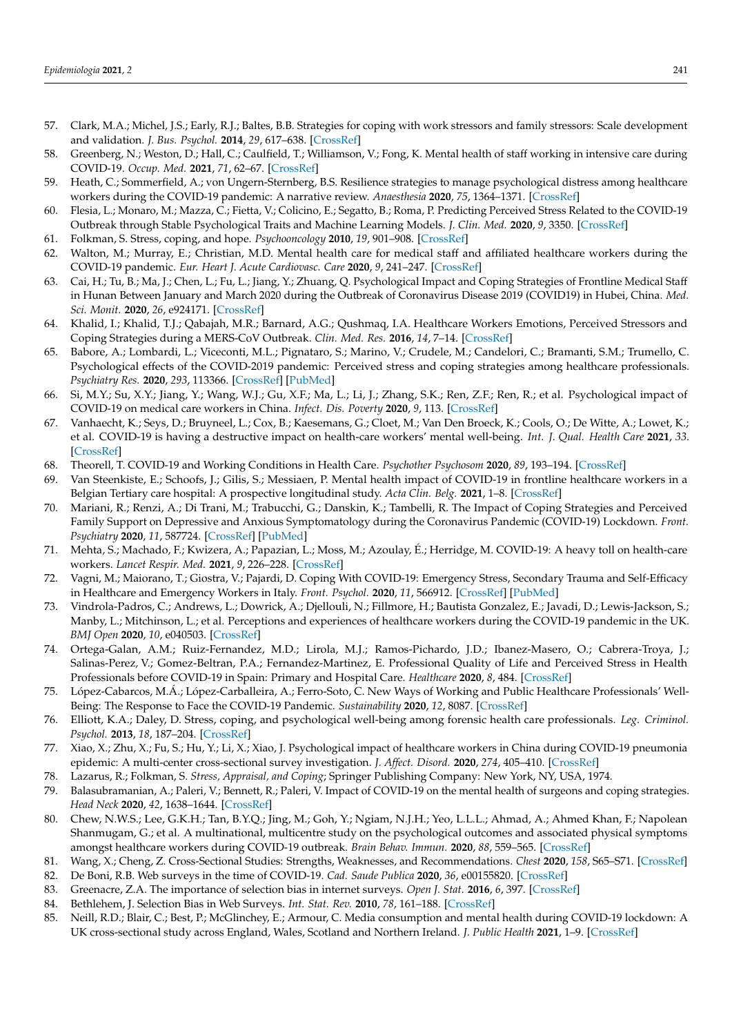57. Clark, M.A.; Michel, J.S.; Early, R.J.; Baltes, B.B. Strategies for coping with work stressors and family stressors: Scale development and validation. *J. Bus. Psychol.* **2014**, *29*, 617–638. [CrossRef]
58. Greenberg, N.; Weston, D.; Hall, C.; Caulfield, T.; Williamson, V.; Fong, K. Mental health of staff working in intensive care during COVID-19. *Occup. Med.* **2021**, *71*, 62–67. [CrossRef]
59. Heath, C.; Sommerfield, A.; von Ungern-Sternberg, B.S. Resilience strategies to manage psychological distress among healthcare workers during the COVID-19 pandemic: A narrative review. *Anaesthesia* **2020**, *75*, 1364–1371. [CrossRef]
60. Flesia, L.; Monaro, M.; Mazza, C.; Fietta, V.; Colicino, E.; Segatto, B.; Roma, P. Predicting Perceived Stress Related to the COVID-19 Outbreak through Stable Psychological Traits and Machine Learning Models. *J. Clin. Med.* **2020**, *9*, 3350. [CrossRef]
61. Folkman, S. Stress, coping, and hope. *Psychooncology* **2010**, *19*, 901–908. [CrossRef]
62. Walton, M.; Murray, E.; Christian, M.D. Mental health care for medical staff and affiliated healthcare workers during the COVID-19 pandemic. *Eur. Heart J. Acute Cardiovasc. Care* **2020**, *9*, 241–247. [CrossRef]
63. Cai, H.; Tu, B.; Ma, J.; Chen, L.; Fu, L.; Jiang, Y.; Zhuang, Q. Psychological Impact and Coping Strategies of Frontline Medical Staff in Hunan Between January and March 2020 during the Outbreak of Coronavirus Disease 2019 (COVID19) in Hubei, China. *Med. Sci. Monit.* **2020**, *26*, e924171. [CrossRef]
64. Khalid, I.; Khalid, T.J.; Qabajah, M.R.; Barnard, A.G.; Qushmaq, I.A. Healthcare Workers Emotions, Perceived Stressors and Coping Strategies during a MERS-CoV Outbreak. *Clin. Med. Res.* **2016**, *14*, 7–14. [CrossRef]
65. Babore, A.; Lombardi, L.; Viceconti, M.L.; Pignataro, S.; Marino, V.; Crudele, M.; Candelori, C.; Bramanti, S.M.; Trumello, C. Psychological effects of the COVID-2019 pandemic: Perceived stress and coping strategies among healthcare professionals. *Psychiatry Res.* **2020**, *293*, 113366. [CrossRef] [PubMed]
66. Si, M.Y.; Su, X.Y.; Jiang, Y.; Wang, W.J.; Gu, X.F.; Ma, L.; Li, J.; Zhang, S.K.; Ren, Z.F.; Ren, R.; et al. Psychological impact of COVID-19 on medical care workers in China. *Infect. Dis. Poverty* **2020**, *9*, 113. [CrossRef]
67. Vanhaecht, K.; Seys, D.; Bruyneel, L.; Cox, B.; Kaesemans, G.; Cloet, M.; Van Den Broeck, K.; Cools, O.; De Witte, A.; Lowet, K.; et al. COVID-19 is having a destructive impact on health-care workers' mental well-being. *Int. J. Qual. Health Care* **2021**, *33*. [CrossRef]
68. Theorell, T. COVID-19 and Working Conditions in Health Care. *Psychother Psychosom* **2020**, *89*, 193–194. [CrossRef]
69. Van Steenkiste, E.; Schoofs, J.; Gilis, S.; Messiaen, P. Mental health impact of COVID-19 in frontline healthcare workers in a Belgian Tertiary care hospital: A prospective longitudinal study. *Acta Clin. Belg.* **2021**, 1–8. [CrossRef]
70. Mariani, R.; Renzi, A.; Di Trani, M.; Trabucchi, G.; Danskin, K.; Tambelli, R. The Impact of Coping Strategies and Perceived Family Support on Depressive and Anxious Symptomatology during the Coronavirus Pandemic (COVID-19) Lockdown. *Front. Psychiatry* **2020**, *11*, 587724. [CrossRef] [PubMed]
71. Mehta, S.; Machado, F.; Kwizera, A.; Papazian, L.; Moss, M.; Azoulay, É.; Herridge, M. COVID-19: A heavy toll on health-care workers. *Lancet Respir. Med.* **2021**, *9*, 226–228. [CrossRef]
72. Vagni, M.; Maiorano, T.; Giostra, V.; Pajardi, D. Coping With COVID-19: Emergency Stress, Secondary Trauma and Self-Efficacy in Healthcare and Emergency Workers in Italy. *Front. Psychol.* **2020**, *11*, 566912. [CrossRef] [PubMed]
73. Vindrola-Padros, C.; Andrews, L.; Dowrick, A.; Djellouli, N.; Fillmore, H.; Bautista Gonzalez, E.; Javadi, D.; Lewis-Jackson, S.; Manby, L.; Mitchinson, L.; et al. Perceptions and experiences of healthcare workers during the COVID-19 pandemic in the UK. *BMJ Open* **2020**, *10*, e040503. [CrossRef]
74. Ortega-Galan, A.M.; Ruiz-Fernandez, M.D.; Lirola, M.J.; Ramos-Pichardo, J.D.; Ibanez-Masero, O.; Cabrera-Troya, J.; Salinas-Perez, V.; Gomez-Beltran, P.A.; Fernandez-Martinez, E. Professional Quality of Life and Perceived Stress in Health Professionals before COVID-19 in Spain: Primary and Hospital Care. *Healthcare* **2020**, *8*, 484. [CrossRef]
75. López-Cabarcos, M.Á.; López-Carballeira, A.; Ferro-Soto, C. New Ways of Working and Public Healthcare Professionals' Well-Being: The Response to Face the COVID-19 Pandemic. *Sustainability* **2020**, *12*, 8087. [CrossRef]
76. Elliott, K.A.; Daley, D. Stress, coping, and psychological well-being among forensic health care professionals. *Leg. Criminol. Psychol.* **2013**, *18*, 187–204. [CrossRef]
77. Xiao, X.; Zhu, X.; Fu, S.; Hu, Y.; Li, X.; Xiao, J. Psychological impact of healthcare workers in China during COVID-19 pneumonia epidemic: A multi-center cross-sectional survey investigation. *J. Affect. Disord.* **2020**, *274*, 405–410. [CrossRef]
78. Lazarus, R.; Folkman, S. *Stress, Appraisal, and Coping*; Springer Publishing Company: New York, NY, USA, 1974.
79. Balasubramanian, A.; Paleri, V.; Bennett, R.; Paleri, V. Impact of COVID-19 on the mental health of surgeons and coping strategies. *Head Neck* **2020**, *42*, 1638–1644. [CrossRef]
80. Chew, N.W.S.; Lee, G.K.H.; Tan, B.Y.Q.; Jing, M.; Goh, Y.; Ngiam, N.J.H.; Yeo, L.L.L.; Ahmad, A.; Ahmed Khan, F.; Napolean Shanmugam, G.; et al. A multinational, multicentre study on the psychological outcomes and associated physical symptoms amongst healthcare workers during COVID-19 outbreak. *Brain Behav. Immun.* **2020**, *88*, 559–565. [CrossRef]
81. Wang, X.; Cheng, Z. Cross-Sectional Studies: Strengths, Weaknesses, and Recommendations. *Chest* **2020**, *158*, S65–S71. [CrossRef]
82. De Boni, R.B. Web surveys in the time of COVID-19. *Cad. Saude Publica* **2020**, *36*, e00155820. [CrossRef]
83. Greenacre, Z.A. The importance of selection bias in internet surveys. *Open J. Stat.* **2016**, *6*, 397. [CrossRef]
84. Bethlehem, J. Selection Bias in Web Surveys. *Int. Stat. Rev.* **2010**, *78*, 161–188. [CrossRef]
85. Neill, R.D.; Blair, C.; Best, P.; McGlinchey, E.; Armour, C. Media consumption and mental health during COVID-19 lockdown: A UK cross-sectional study across England, Wales, Scotland and Northern Ireland. *J. Public Health* **2021**, 1–9. [CrossRef]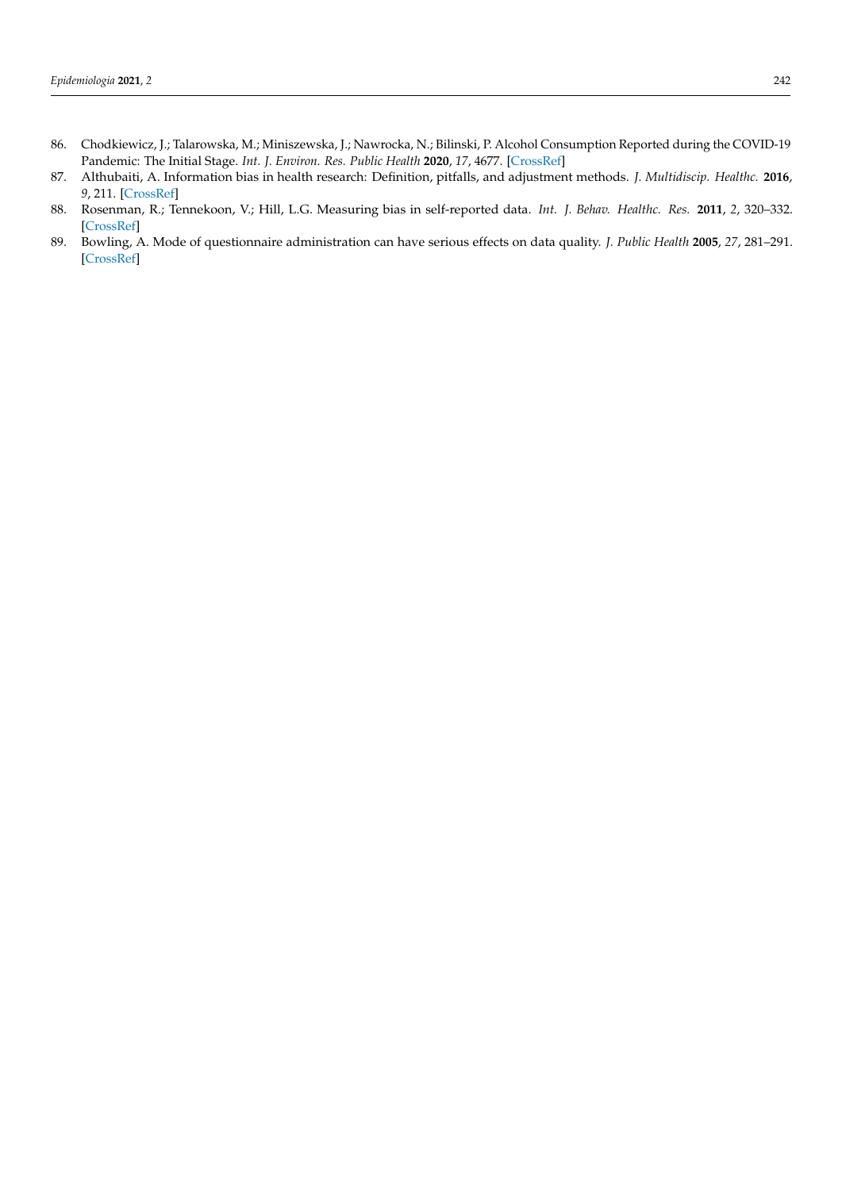86. Chodkiewicz, J.; Talarowska, M.; Miniszewska, J.; Nawrocka, N.; Bilinski, P. Alcohol Consumption Reported during the COVID-19 Pandemic: The Initial Stage. *Int. J. Environ. Res. Public Health* **2020**, *17*, 4677. [CrossRef]
87. Althubaiti, A. Information bias in health research: Definition, pitfalls, and adjustment methods. *J. Multidiscip. Healthc.* **2016**, *9*, 211. [CrossRef]
88. Rosenman, R.; Tennekoon, V.; Hill, L.G. Measuring bias in self-reported data. *Int. J. Behav. Healthc. Res.* **2011**, *2*, 320–332. [CrossRef]
89. Bowling, A. Mode of questionnaire administration can have serious effects on data quality. *J. Public Health* **2005**, *27*, 281–291. [CrossRef]